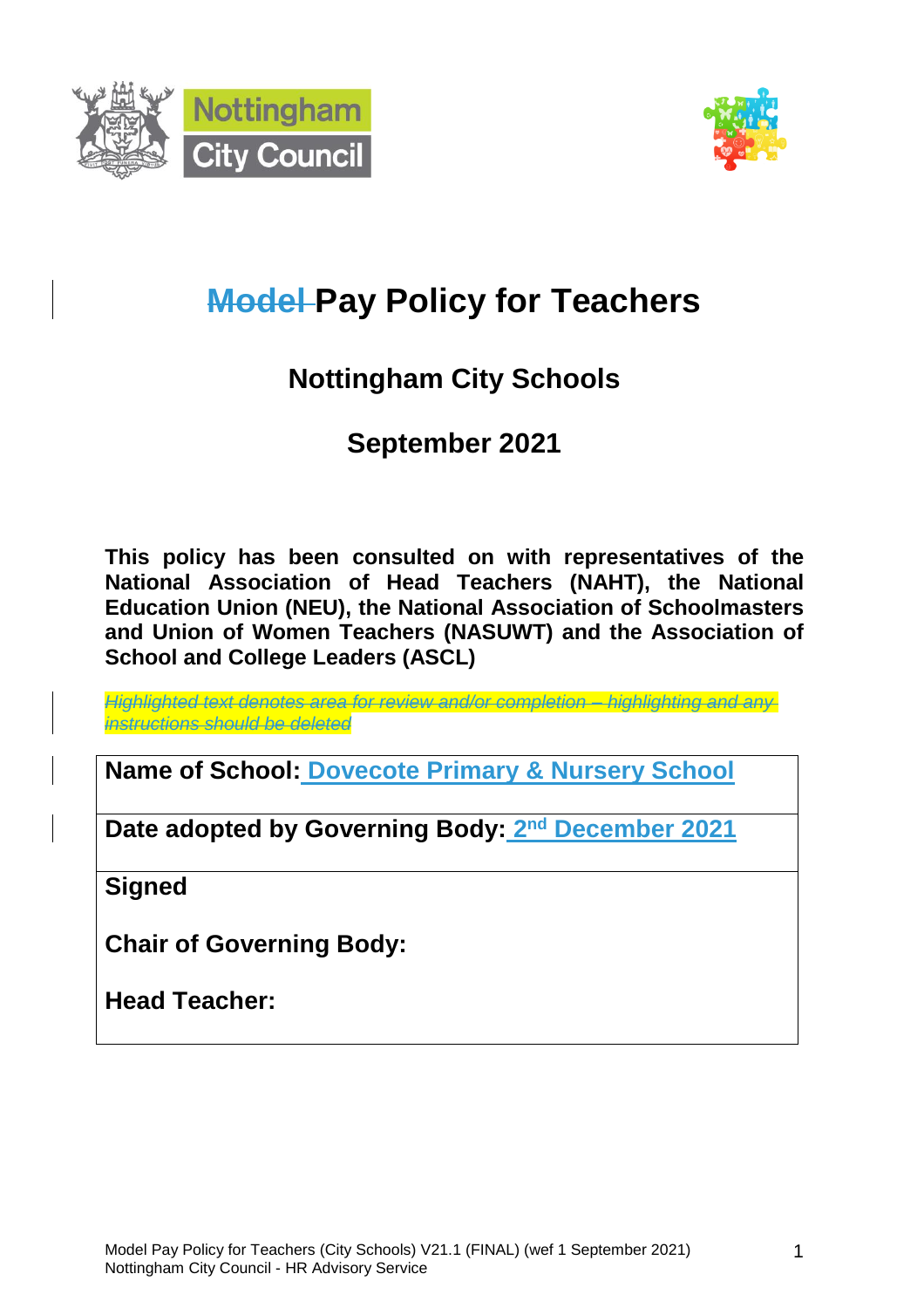# ~~Model~~ Pay Policy for Teachers

## Nottingham City Schools

## September 2021

**This policy has been consulted on with representatives of the National Association of Head Teachers (NAHT), the National Education Union (NEU), the National Association of Schoolmasters and Union of Women Teachers (NASUWT) and the Association of School and College Leaders (ASCL)**

~~*Highlighted text denotes area for review and/or completion – highlighting and any instructions should be deleted*~~

**Name of School:** Dovecote Primary & Nursery School

**Date adopted by Governing Body:** 2nd December 2021

**Signed**

**Chair of Governing Body:**

**Head Teacher:**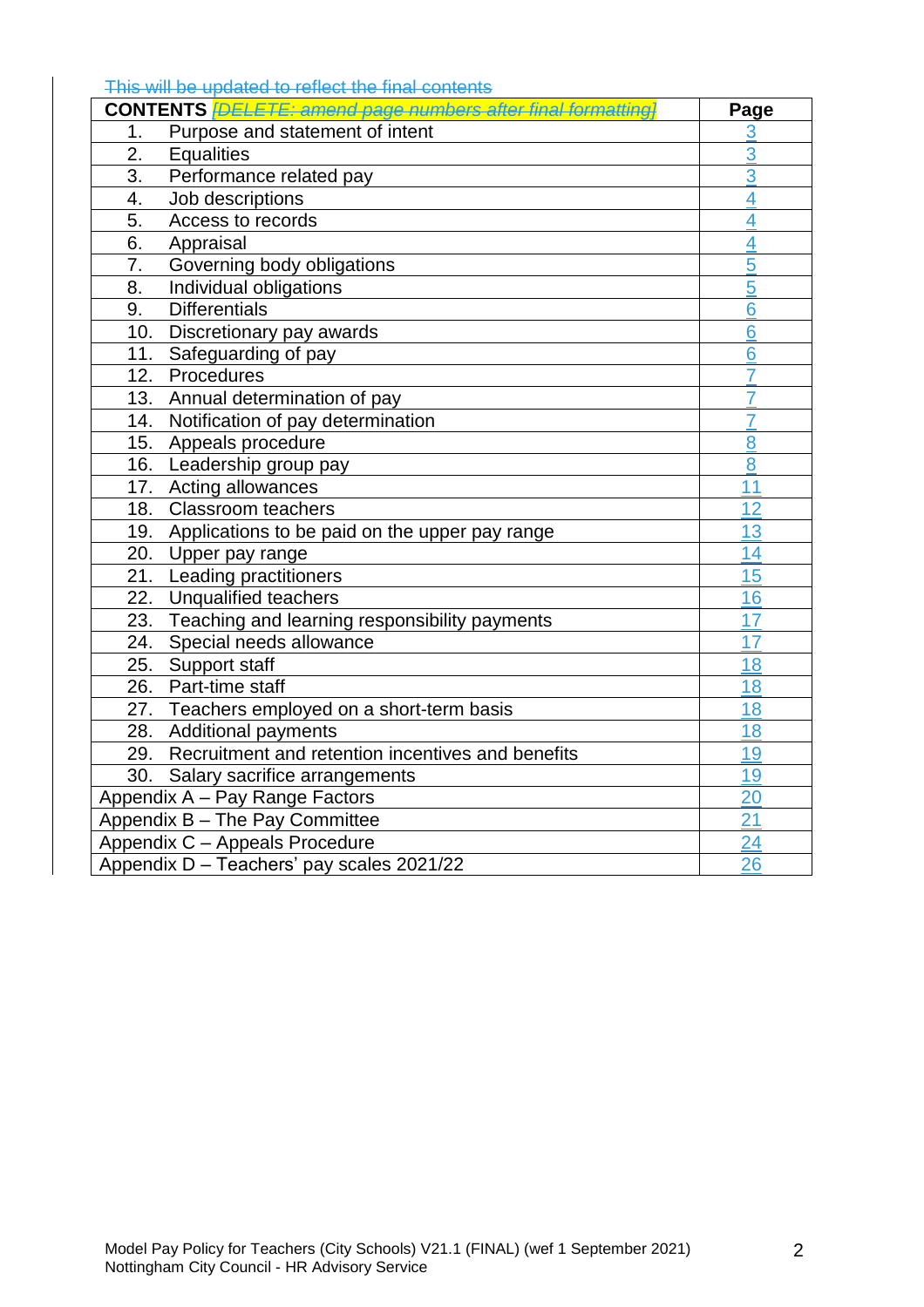~~This will be updated to reflect the final contents~~

| CONTENTS ~~*[DELETE: amend page numbers after final formatting]*~~ | Page |
|---|---|
| 1. Purpose and statement of intent | 3 |
| 2. Equalities | 3 |
| 3. Performance related pay | 3 |
| 4. Job descriptions | 4 |
| 5. Access to records | 4 |
| 6. Appraisal | 4 |
| 7. Governing body obligations | 5 |
| 8. Individual obligations | 5 |
| 9. Differentials | 6 |
| 10. Discretionary pay awards | 6 |
| 11. Safeguarding of pay | 6 |
| 12. Procedures | 7 |
| 13. Annual determination of pay | 7 |
| 14. Notification of pay determination | 7 |
| 15. Appeals procedure | 8 |
| 16. Leadership group pay | 8 |
| 17. Acting allowances | 11 |
| 18. Classroom teachers | 12 |
| 19. Applications to be paid on the upper pay range | 13 |
| 20. Upper pay range | 14 |
| 21. Leading practitioners | 15 |
| 22. Unqualified teachers | 16 |
| 23. Teaching and learning responsibility payments | 17 |
| 24. Special needs allowance | 17 |
| 25. Support staff | 18 |
| 26. Part-time staff | 18 |
| 27. Teachers employed on a short-term basis | 18 |
| 28. Additional payments | 18 |
| 29. Recruitment and retention incentives and benefits | 19 |
| 30. Salary sacrifice arrangements | 19 |
| Appendix A – Pay Range Factors | 20 |
| Appendix B – The Pay Committee | 21 |
| Appendix C – Appeals Procedure | 24 |
| Appendix D – Teachers' pay scales 2021/22 | 26 |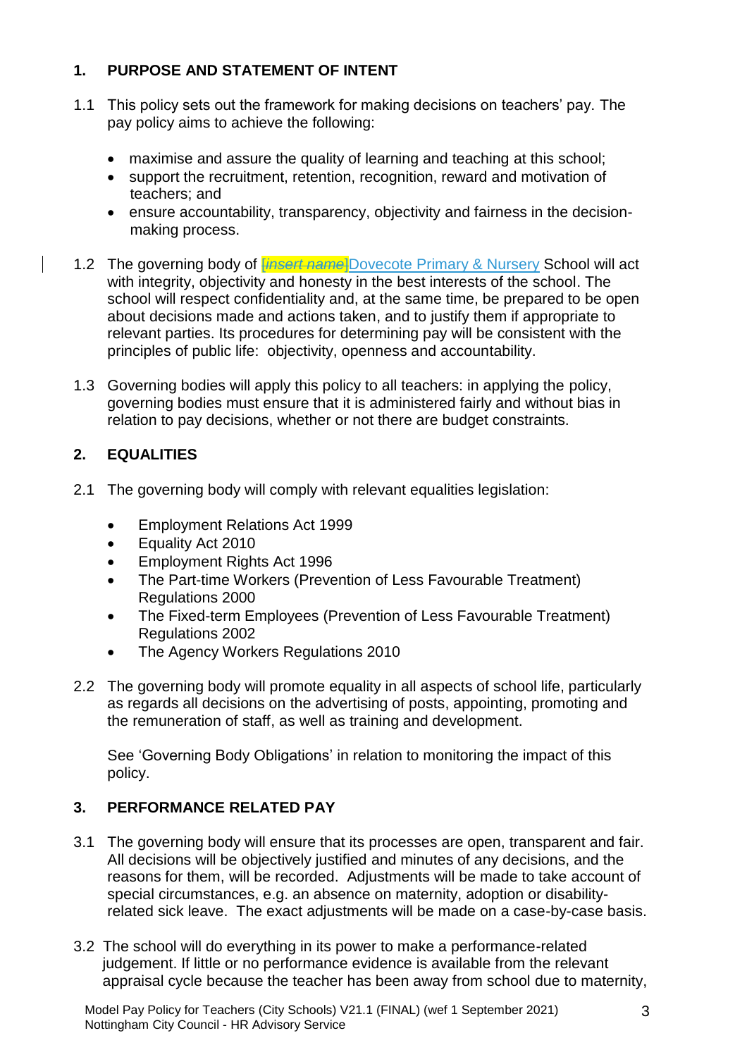## 1. PURPOSE AND STATEMENT OF INTENT

1.1 This policy sets out the framework for making decisions on teachers' pay. The pay policy aims to achieve the following:

- maximise and assure the quality of learning and teaching at this school;
- support the recruitment, retention, recognition, reward and motivation of teachers; and
- ensure accountability, transparency, objectivity and fairness in the decision-making process.

1.2 The governing body of Dovecote Primary & Nursery School will act with integrity, objectivity and honesty in the best interests of the school. The school will respect confidentiality and, at the same time, be prepared to be open about decisions made and actions taken, and to justify them if appropriate to relevant parties. Its procedures for determining pay will be consistent with the principles of public life: objectivity, openness and accountability.

1.3 Governing bodies will apply this policy to all teachers: in applying the policy, governing bodies must ensure that it is administered fairly and without bias in relation to pay decisions, whether or not there are budget constraints.

## 2. EQUALITIES

2.1 The governing body will comply with relevant equalities legislation:

- Employment Relations Act 1999
- Equality Act 2010
- Employment Rights Act 1996
- The Part-time Workers (Prevention of Less Favourable Treatment) Regulations 2000
- The Fixed-term Employees (Prevention of Less Favourable Treatment) Regulations 2002
- The Agency Workers Regulations 2010

2.2 The governing body will promote equality in all aspects of school life, particularly as regards all decisions on the advertising of posts, appointing, promoting and the remuneration of staff, as well as training and development.

See 'Governing Body Obligations' in relation to monitoring the impact of this policy.

## 3. PERFORMANCE RELATED PAY

3.1 The governing body will ensure that its processes are open, transparent and fair. All decisions will be objectively justified and minutes of any decisions, and the reasons for them, will be recorded. Adjustments will be made to take account of special circumstances, e.g. an absence on maternity, adoption or disability-related sick leave. The exact adjustments will be made on a case-by-case basis.

3.2 The school will do everything in its power to make a performance-related judgement. If little or no performance evidence is available from the relevant appraisal cycle because the teacher has been away from school due to maternity,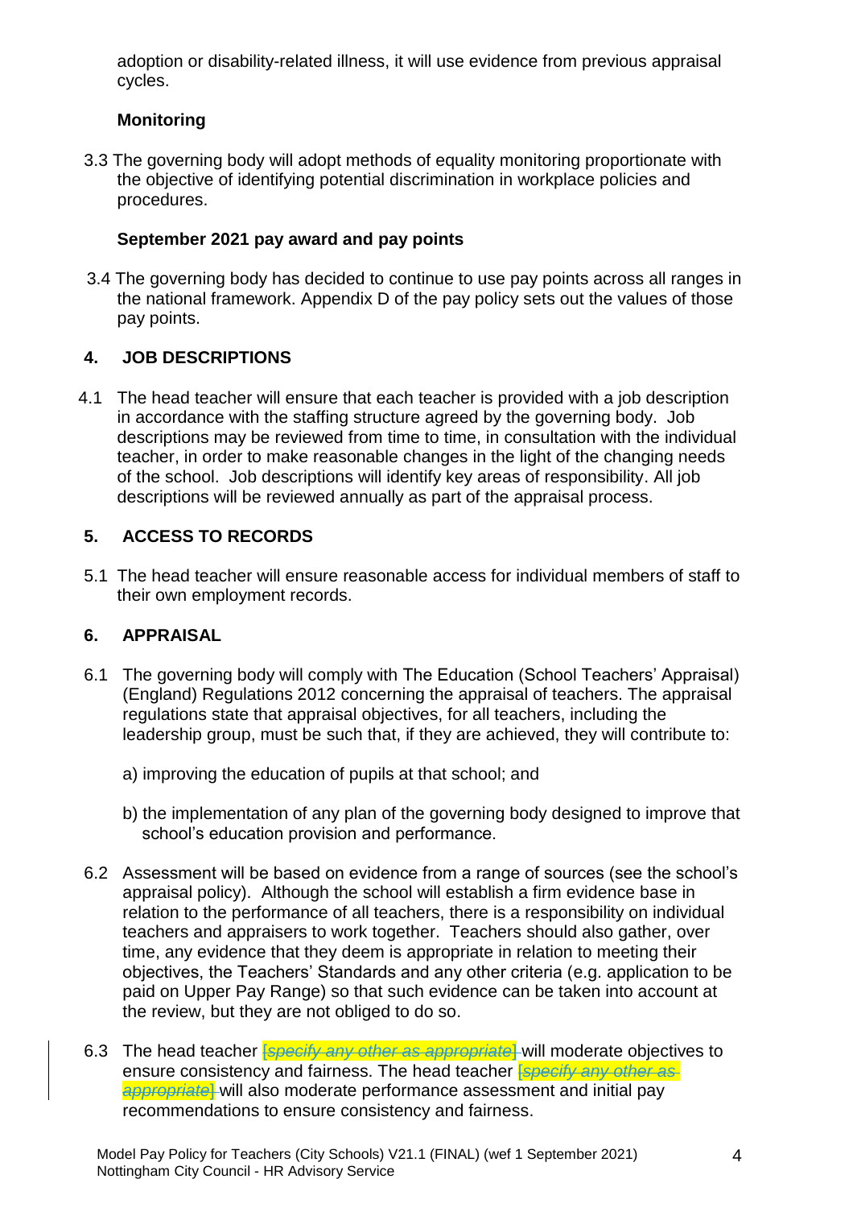adoption or disability-related illness, it will use evidence from previous appraisal cycles.

**Monitoring**

3.3 The governing body will adopt methods of equality monitoring proportionate with the objective of identifying potential discrimination in workplace policies and procedures.

**September 2021 pay award and pay points**

3.4 The governing body has decided to continue to use pay points across all ranges in the national framework. Appendix D of the pay policy sets out the values of those pay points.

## 4. JOB DESCRIPTIONS

4.1 The head teacher will ensure that each teacher is provided with a job description in accordance with the staffing structure agreed by the governing body. Job descriptions may be reviewed from time to time, in consultation with the individual teacher, in order to make reasonable changes in the light of the changing needs of the school. Job descriptions will identify key areas of responsibility. All job descriptions will be reviewed annually as part of the appraisal process.

## 5. ACCESS TO RECORDS

5.1 The head teacher will ensure reasonable access for individual members of staff to their own employment records.

## 6. APPRAISAL

6.1 The governing body will comply with The Education (School Teachers' Appraisal) (England) Regulations 2012 concerning the appraisal of teachers. The appraisal regulations state that appraisal objectives, for all teachers, including the leadership group, must be such that, if they are achieved, they will contribute to:

a) improving the education of pupils at that school; and

b) the implementation of any plan of the governing body designed to improve that school's education provision and performance.

6.2 Assessment will be based on evidence from a range of sources (see the school's appraisal policy). Although the school will establish a firm evidence base in relation to the performance of all teachers, there is a responsibility on individual teachers and appraisers to work together. Teachers should also gather, over time, any evidence that they deem is appropriate in relation to meeting their objectives, the Teachers' Standards and any other criteria (e.g. application to be paid on Upper Pay Range) so that such evidence can be taken into account at the review, but they are not obliged to do so.

6.3 The head teacher *[specify any other as appropriate]* will moderate objectives to ensure consistency and fairness. The head teacher *[specify any other as appropriate]* will also moderate performance assessment and initial pay recommendations to ensure consistency and fairness.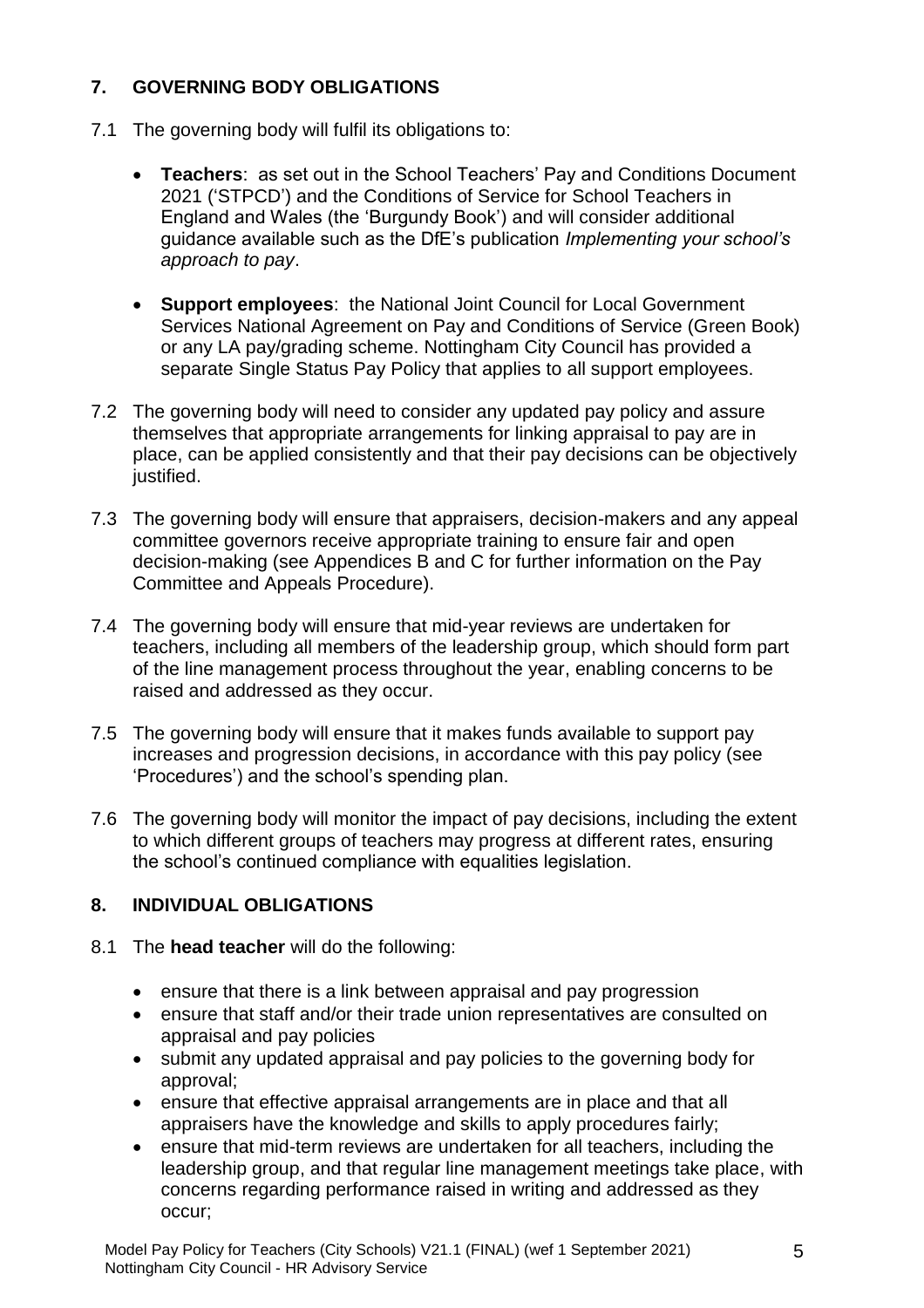## 7. GOVERNING BODY OBLIGATIONS

7.1 The governing body will fulfil its obligations to:

- **Teachers**: as set out in the School Teachers' Pay and Conditions Document 2021 ('STPCD') and the Conditions of Service for School Teachers in England and Wales (the 'Burgundy Book') and will consider additional guidance available such as the DfE's publication *Implementing your school's approach to pay*.

- **Support employees**: the National Joint Council for Local Government Services National Agreement on Pay and Conditions of Service (Green Book) or any LA pay/grading scheme. Nottingham City Council has provided a separate Single Status Pay Policy that applies to all support employees.

7.2 The governing body will need to consider any updated pay policy and assure themselves that appropriate arrangements for linking appraisal to pay are in place, can be applied consistently and that their pay decisions can be objectively justified.

7.3 The governing body will ensure that appraisers, decision-makers and any appeal committee governors receive appropriate training to ensure fair and open decision-making (see Appendices B and C for further information on the Pay Committee and Appeals Procedure).

7.4 The governing body will ensure that mid-year reviews are undertaken for teachers, including all members of the leadership group, which should form part of the line management process throughout the year, enabling concerns to be raised and addressed as they occur.

7.5 The governing body will ensure that it makes funds available to support pay increases and progression decisions, in accordance with this pay policy (see 'Procedures') and the school's spending plan.

7.6 The governing body will monitor the impact of pay decisions, including the extent to which different groups of teachers may progress at different rates, ensuring the school's continued compliance with equalities legislation.

## 8. INDIVIDUAL OBLIGATIONS

8.1 The **head teacher** will do the following:

- ensure that there is a link between appraisal and pay progression
- ensure that staff and/or their trade union representatives are consulted on appraisal and pay policies
- submit any updated appraisal and pay policies to the governing body for approval;
- ensure that effective appraisal arrangements are in place and that all appraisers have the knowledge and skills to apply procedures fairly;
- ensure that mid-term reviews are undertaken for all teachers, including the leadership group, and that regular line management meetings take place, with concerns regarding performance raised in writing and addressed as they occur;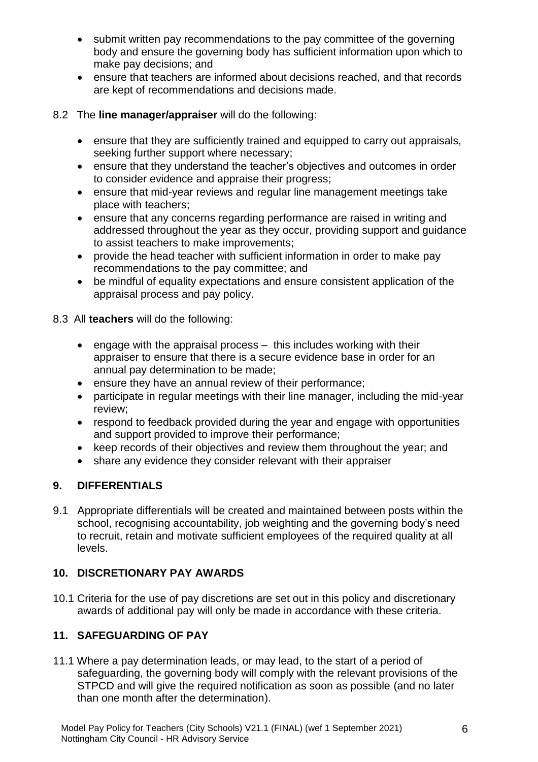- submit written pay recommendations to the pay committee of the governing body and ensure the governing body has sufficient information upon which to make pay decisions; and
- ensure that teachers are informed about decisions reached, and that records are kept of recommendations and decisions made.

8.2 The **line manager/appraiser** will do the following:

- ensure that they are sufficiently trained and equipped to carry out appraisals, seeking further support where necessary;
- ensure that they understand the teacher's objectives and outcomes in order to consider evidence and appraise their progress;
- ensure that mid-year reviews and regular line management meetings take place with teachers;
- ensure that any concerns regarding performance are raised in writing and addressed throughout the year as they occur, providing support and guidance to assist teachers to make improvements;
- provide the head teacher with sufficient information in order to make pay recommendations to the pay committee; and
- be mindful of equality expectations and ensure consistent application of the appraisal process and pay policy.

8.3 All **teachers** will do the following:

- engage with the appraisal process – this includes working with their appraiser to ensure that there is a secure evidence base in order for an annual pay determination to be made;
- ensure they have an annual review of their performance;
- participate in regular meetings with their line manager, including the mid-year review;
- respond to feedback provided during the year and engage with opportunities and support provided to improve their performance;
- keep records of their objectives and review them throughout the year; and
- share any evidence they consider relevant with their appraiser

## 9. DIFFERENTIALS

9.1 Appropriate differentials will be created and maintained between posts within the school, recognising accountability, job weighting and the governing body's need to recruit, retain and motivate sufficient employees of the required quality at all levels.

## 10. DISCRETIONARY PAY AWARDS

10.1 Criteria for the use of pay discretions are set out in this policy and discretionary awards of additional pay will only be made in accordance with these criteria.

## 11. SAFEGUARDING OF PAY

11.1 Where a pay determination leads, or may lead, to the start of a period of safeguarding, the governing body will comply with the relevant provisions of the STPCD and will give the required notification as soon as possible (and no later than one month after the determination).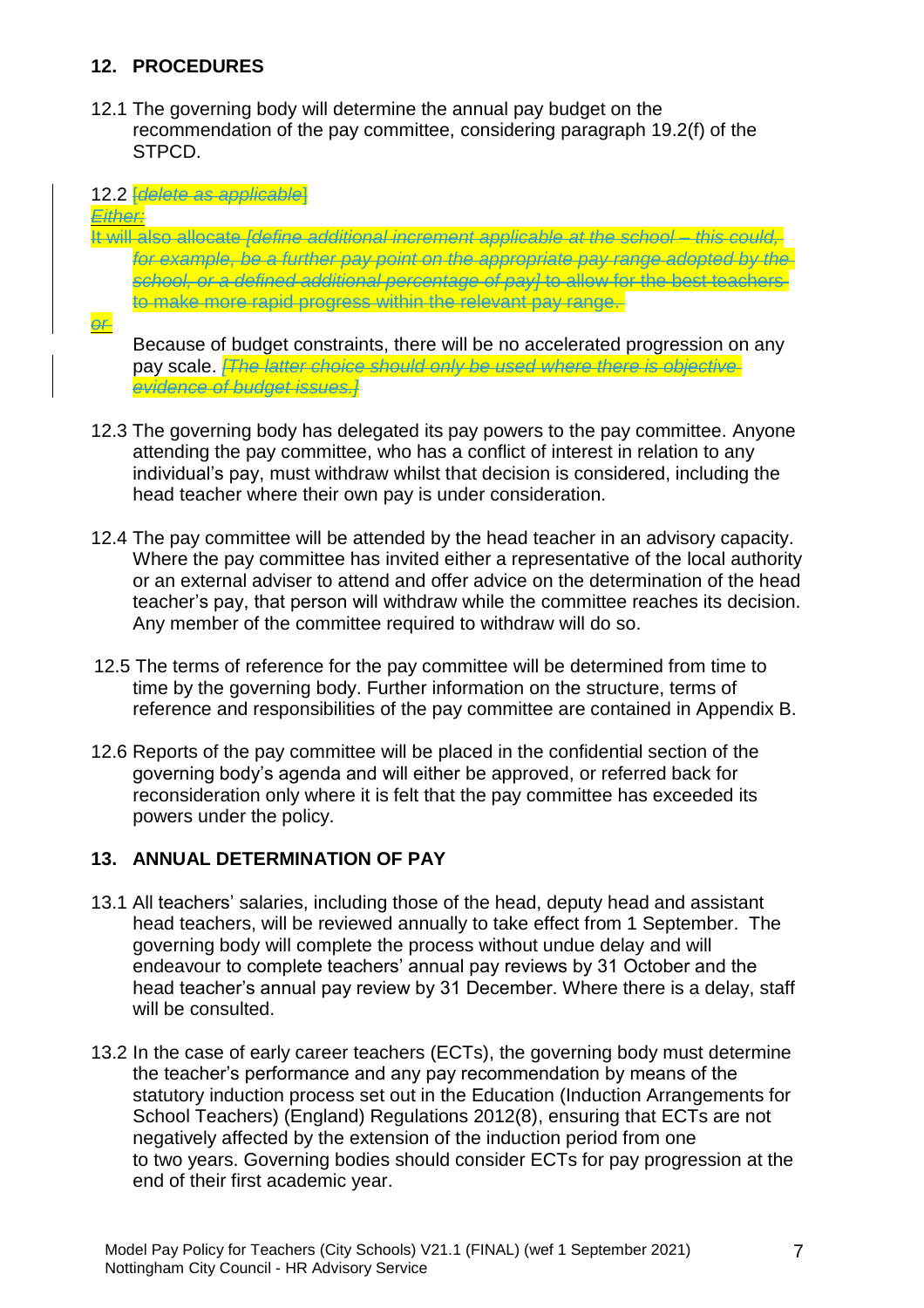## 12. PROCEDURES

12.1 The governing body will determine the annual pay budget on the recommendation of the pay committee, considering paragraph 19.2(f) of the STPCD.

12.2 [*delete as applicable*]

*Either:*

It will also allocate *[define additional increment applicable at the school – this could, for example, be a further pay point on the appropriate pay range adopted by the school, or a defined additional percentage of pay]* to allow for the best teachers to make more rapid progress within the relevant pay range.

*or*

Because of budget constraints, there will be no accelerated progression on any pay scale. *[The latter choice should only be used where there is objective evidence of budget issues.]*

12.3 The governing body has delegated its pay powers to the pay committee. Anyone attending the pay committee, who has a conflict of interest in relation to any individual's pay, must withdraw whilst that decision is considered, including the head teacher where their own pay is under consideration.

12.4 The pay committee will be attended by the head teacher in an advisory capacity. Where the pay committee has invited either a representative of the local authority or an external adviser to attend and offer advice on the determination of the head teacher's pay, that person will withdraw while the committee reaches its decision. Any member of the committee required to withdraw will do so.

12.5 The terms of reference for the pay committee will be determined from time to time by the governing body. Further information on the structure, terms of reference and responsibilities of the pay committee are contained in Appendix B.

12.6 Reports of the pay committee will be placed in the confidential section of the governing body's agenda and will either be approved, or referred back for reconsideration only where it is felt that the pay committee has exceeded its powers under the policy.

## 13. ANNUAL DETERMINATION OF PAY

13.1 All teachers' salaries, including those of the head, deputy head and assistant head teachers, will be reviewed annually to take effect from 1 September. The governing body will complete the process without undue delay and will endeavour to complete teachers' annual pay reviews by 31 October and the head teacher's annual pay review by 31 December. Where there is a delay, staff will be consulted.

13.2 In the case of early career teachers (ECTs), the governing body must determine the teacher's performance and any pay recommendation by means of the statutory induction process set out in the Education (Induction Arrangements for School Teachers) (England) Regulations 2012(8), ensuring that ECTs are not negatively affected by the extension of the induction period from one to two years. Governing bodies should consider ECTs for pay progression at the end of their first academic year.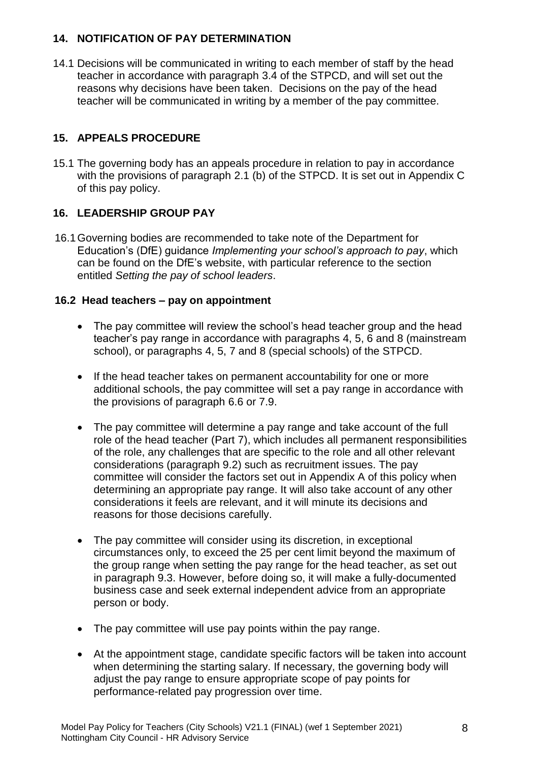## 14. NOTIFICATION OF PAY DETERMINATION

14.1 Decisions will be communicated in writing to each member of staff by the head teacher in accordance with paragraph 3.4 of the STPCD, and will set out the reasons why decisions have been taken. Decisions on the pay of the head teacher will be communicated in writing by a member of the pay committee.

## 15. APPEALS PROCEDURE

15.1 The governing body has an appeals procedure in relation to pay in accordance with the provisions of paragraph 2.1 (b) of the STPCD. It is set out in Appendix C of this pay policy.

## 16. LEADERSHIP GROUP PAY

16.1 Governing bodies are recommended to take note of the Department for Education's (DfE) guidance *Implementing your school's approach to pay*, which can be found on the DfE's website, with particular reference to the section entitled *Setting the pay of school leaders*.

### 16.2 Head teachers – pay on appointment

- The pay committee will review the school's head teacher group and the head teacher's pay range in accordance with paragraphs 4, 5, 6 and 8 (mainstream school), or paragraphs 4, 5, 7 and 8 (special schools) of the STPCD.
- If the head teacher takes on permanent accountability for one or more additional schools, the pay committee will set a pay range in accordance with the provisions of paragraph 6.6 or 7.9.
- The pay committee will determine a pay range and take account of the full role of the head teacher (Part 7), which includes all permanent responsibilities of the role, any challenges that are specific to the role and all other relevant considerations (paragraph 9.2) such as recruitment issues. The pay committee will consider the factors set out in Appendix A of this policy when determining an appropriate pay range. It will also take account of any other considerations it feels are relevant, and it will minute its decisions and reasons for those decisions carefully.
- The pay committee will consider using its discretion, in exceptional circumstances only, to exceed the 25 per cent limit beyond the maximum of the group range when setting the pay range for the head teacher, as set out in paragraph 9.3. However, before doing so, it will make a fully-documented business case and seek external independent advice from an appropriate person or body.
- The pay committee will use pay points within the pay range.
- At the appointment stage, candidate specific factors will be taken into account when determining the starting salary. If necessary, the governing body will adjust the pay range to ensure appropriate scope of pay points for performance-related pay progression over time.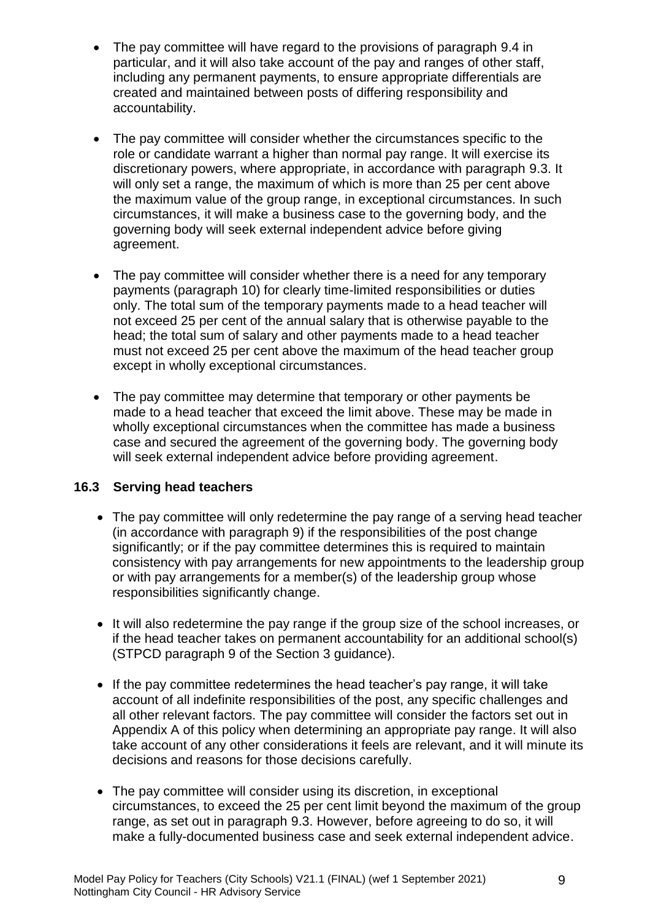- The pay committee will have regard to the provisions of paragraph 9.4 in particular, and it will also take account of the pay and ranges of other staff, including any permanent payments, to ensure appropriate differentials are created and maintained between posts of differing responsibility and accountability.

- The pay committee will consider whether the circumstances specific to the role or candidate warrant a higher than normal pay range. It will exercise its discretionary powers, where appropriate, in accordance with paragraph 9.3. It will only set a range, the maximum of which is more than 25 per cent above the maximum value of the group range, in exceptional circumstances. In such circumstances, it will make a business case to the governing body, and the governing body will seek external independent advice before giving agreement.

- The pay committee will consider whether there is a need for any temporary payments (paragraph 10) for clearly time-limited responsibilities or duties only. The total sum of the temporary payments made to a head teacher will not exceed 25 per cent of the annual salary that is otherwise payable to the head; the total sum of salary and other payments made to a head teacher must not exceed 25 per cent above the maximum of the head teacher group except in wholly exceptional circumstances.

- The pay committee may determine that temporary or other payments be made to a head teacher that exceed the limit above. These may be made in wholly exceptional circumstances when the committee has made a business case and secured the agreement of the governing body. The governing body will seek external independent advice before providing agreement.

### 16.3 Serving head teachers

- The pay committee will only redetermine the pay range of a serving head teacher (in accordance with paragraph 9) if the responsibilities of the post change significantly; or if the pay committee determines this is required to maintain consistency with pay arrangements for new appointments to the leadership group or with pay arrangements for a member(s) of the leadership group whose responsibilities significantly change.

- It will also redetermine the pay range if the group size of the school increases, or if the head teacher takes on permanent accountability for an additional school(s) (STPCD paragraph 9 of the Section 3 guidance).

- If the pay committee redetermines the head teacher's pay range, it will take account of all indefinite responsibilities of the post, any specific challenges and all other relevant factors. The pay committee will consider the factors set out in Appendix A of this policy when determining an appropriate pay range. It will also take account of any other considerations it feels are relevant, and it will minute its decisions and reasons for those decisions carefully.

- The pay committee will consider using its discretion, in exceptional circumstances, to exceed the 25 per cent limit beyond the maximum of the group range, as set out in paragraph 9.3. However, before agreeing to do so, it will make a fully-documented business case and seek external independent advice.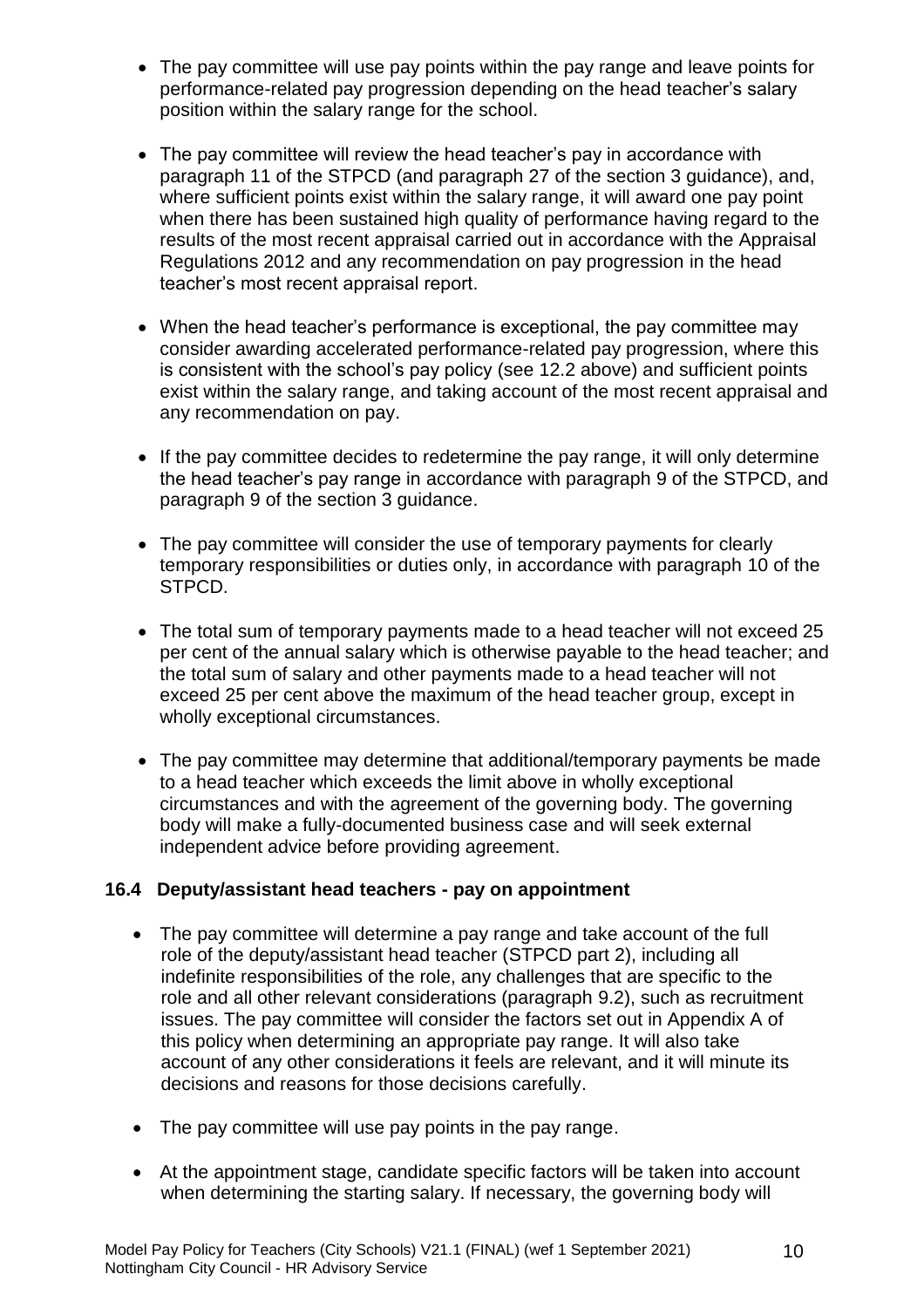- The pay committee will use pay points within the pay range and leave points for performance-related pay progression depending on the head teacher's salary position within the salary range for the school.

- The pay committee will review the head teacher's pay in accordance with paragraph 11 of the STPCD (and paragraph 27 of the section 3 guidance), and, where sufficient points exist within the salary range, it will award one pay point when there has been sustained high quality of performance having regard to the results of the most recent appraisal carried out in accordance with the Appraisal Regulations 2012 and any recommendation on pay progression in the head teacher's most recent appraisal report.

- When the head teacher's performance is exceptional, the pay committee may consider awarding accelerated performance-related pay progression, where this is consistent with the school's pay policy (see 12.2 above) and sufficient points exist within the salary range, and taking account of the most recent appraisal and any recommendation on pay.

- If the pay committee decides to redetermine the pay range, it will only determine the head teacher's pay range in accordance with paragraph 9 of the STPCD, and paragraph 9 of the section 3 guidance.

- The pay committee will consider the use of temporary payments for clearly temporary responsibilities or duties only, in accordance with paragraph 10 of the STPCD.

- The total sum of temporary payments made to a head teacher will not exceed 25 per cent of the annual salary which is otherwise payable to the head teacher; and the total sum of salary and other payments made to a head teacher will not exceed 25 per cent above the maximum of the head teacher group, except in wholly exceptional circumstances.

- The pay committee may determine that additional/temporary payments be made to a head teacher which exceeds the limit above in wholly exceptional circumstances and with the agreement of the governing body. The governing body will make a fully-documented business case and will seek external independent advice before providing agreement.

### 16.4 Deputy/assistant head teachers - pay on appointment

- The pay committee will determine a pay range and take account of the full role of the deputy/assistant head teacher (STPCD part 2), including all indefinite responsibilities of the role, any challenges that are specific to the role and all other relevant considerations (paragraph 9.2), such as recruitment issues. The pay committee will consider the factors set out in Appendix A of this policy when determining an appropriate pay range. It will also take account of any other considerations it feels are relevant, and it will minute its decisions and reasons for those decisions carefully.

- The pay committee will use pay points in the pay range.

- At the appointment stage, candidate specific factors will be taken into account when determining the starting salary. If necessary, the governing body will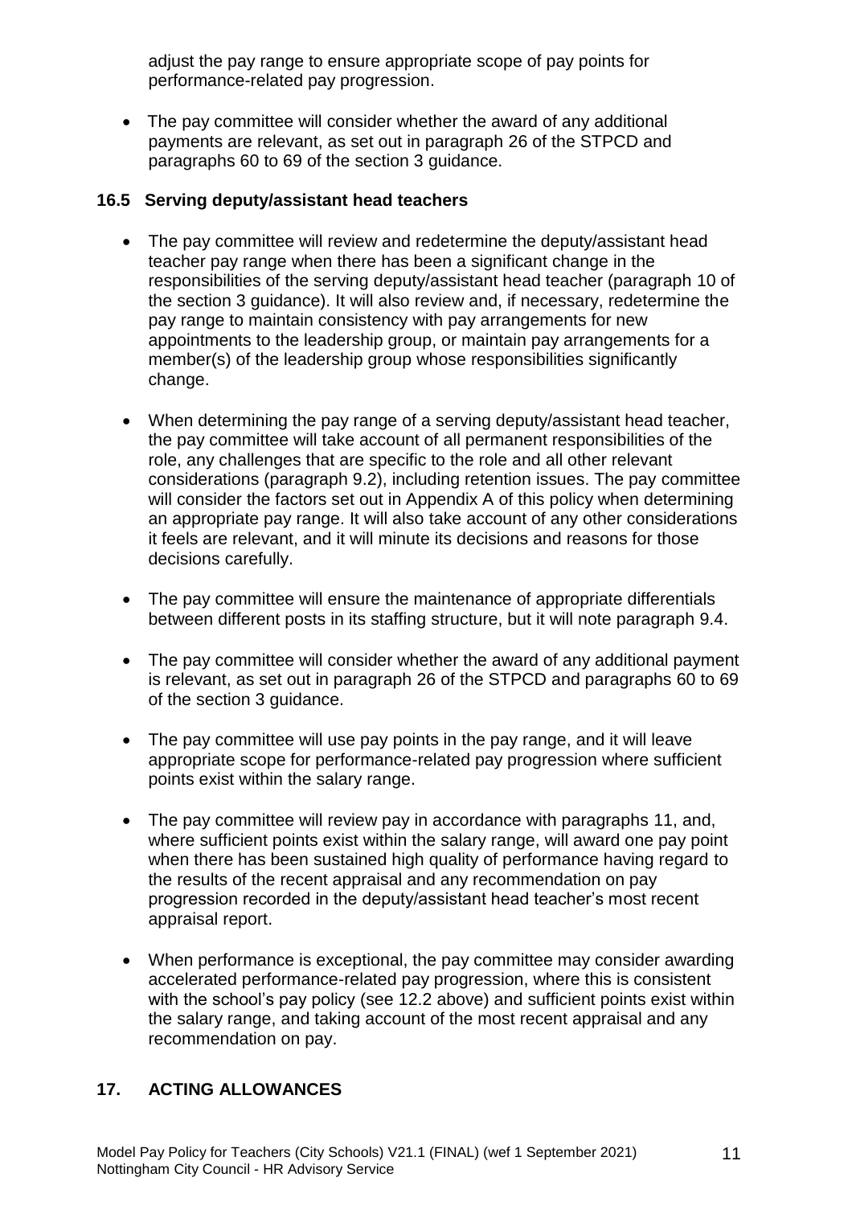adjust the pay range to ensure appropriate scope of pay points for performance-related pay progression.

- The pay committee will consider whether the award of any additional payments are relevant, as set out in paragraph 26 of the STPCD and paragraphs 60 to 69 of the section 3 guidance.

### 16.5 Serving deputy/assistant head teachers

- The pay committee will review and redetermine the deputy/assistant head teacher pay range when there has been a significant change in the responsibilities of the serving deputy/assistant head teacher (paragraph 10 of the section 3 guidance). It will also review and, if necessary, redetermine the pay range to maintain consistency with pay arrangements for new appointments to the leadership group, or maintain pay arrangements for a member(s) of the leadership group whose responsibilities significantly change.

- When determining the pay range of a serving deputy/assistant head teacher, the pay committee will take account of all permanent responsibilities of the role, any challenges that are specific to the role and all other relevant considerations (paragraph 9.2), including retention issues. The pay committee will consider the factors set out in Appendix A of this policy when determining an appropriate pay range. It will also take account of any other considerations it feels are relevant, and it will minute its decisions and reasons for those decisions carefully.

- The pay committee will ensure the maintenance of appropriate differentials between different posts in its staffing structure, but it will note paragraph 9.4.

- The pay committee will consider whether the award of any additional payment is relevant, as set out in paragraph 26 of the STPCD and paragraphs 60 to 69 of the section 3 guidance.

- The pay committee will use pay points in the pay range, and it will leave appropriate scope for performance-related pay progression where sufficient points exist within the salary range.

- The pay committee will review pay in accordance with paragraphs 11, and, where sufficient points exist within the salary range, will award one pay point when there has been sustained high quality of performance having regard to the results of the recent appraisal and any recommendation on pay progression recorded in the deputy/assistant head teacher's most recent appraisal report.

- When performance is exceptional, the pay committee may consider awarding accelerated performance-related pay progression, where this is consistent with the school's pay policy (see 12.2 above) and sufficient points exist within the salary range, and taking account of the most recent appraisal and any recommendation on pay.

## 17. ACTING ALLOWANCES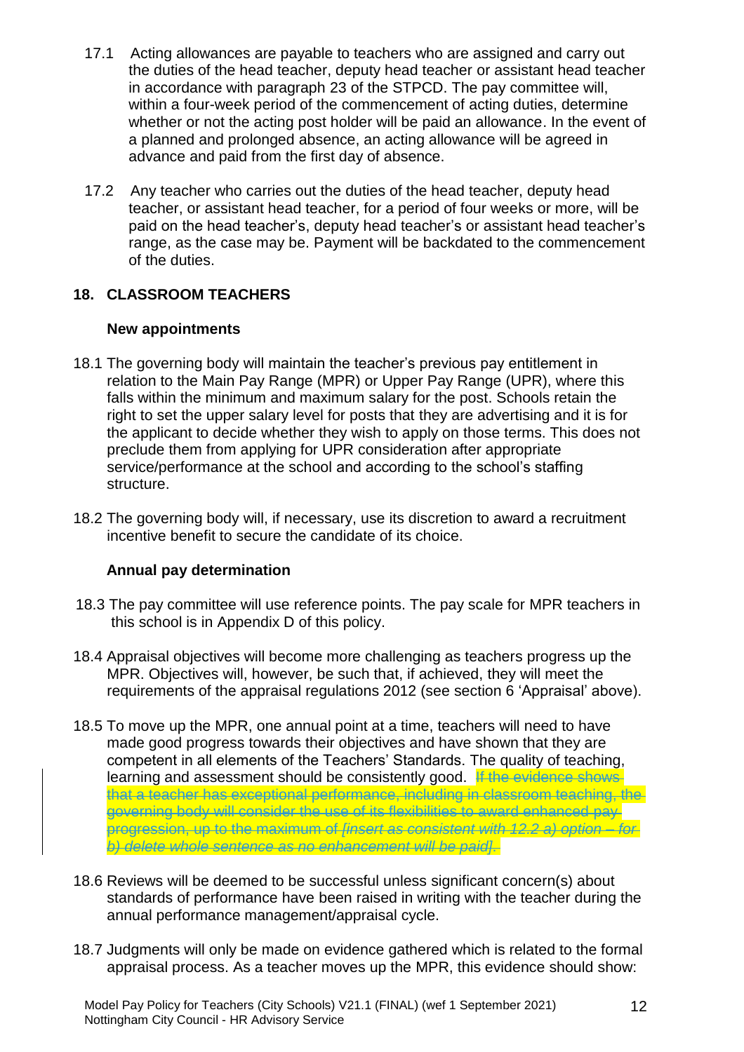17.1 Acting allowances are payable to teachers who are assigned and carry out the duties of the head teacher, deputy head teacher or assistant head teacher in accordance with paragraph 23 of the STPCD. The pay committee will, within a four-week period of the commencement of acting duties, determine whether or not the acting post holder will be paid an allowance. In the event of a planned and prolonged absence, an acting allowance will be agreed in advance and paid from the first day of absence.

17.2 Any teacher who carries out the duties of the head teacher, deputy head teacher, or assistant head teacher, for a period of four weeks or more, will be paid on the head teacher's, deputy head teacher's or assistant head teacher's range, as the case may be. Payment will be backdated to the commencement of the duties.

## 18. CLASSROOM TEACHERS

### New appointments

18.1 The governing body will maintain the teacher's previous pay entitlement in relation to the Main Pay Range (MPR) or Upper Pay Range (UPR), where this falls within the minimum and maximum salary for the post. Schools retain the right to set the upper salary level for posts that they are advertising and it is for the applicant to decide whether they wish to apply on those terms. This does not preclude them from applying for UPR consideration after appropriate service/performance at the school and according to the school's staffing structure.

18.2 The governing body will, if necessary, use its discretion to award a recruitment incentive benefit to secure the candidate of its choice.

### Annual pay determination

18.3 The pay committee will use reference points. The pay scale for MPR teachers in this school is in Appendix D of this policy.

18.4 Appraisal objectives will become more challenging as teachers progress up the MPR. Objectives will, however, be such that, if achieved, they will meet the requirements of the appraisal regulations 2012 (see section 6 'Appraisal' above).

18.5 To move up the MPR, one annual point at a time, teachers will need to have made good progress towards their objectives and have shown that they are competent in all elements of the Teachers' Standards. The quality of teaching, learning and assessment should be consistently good. ~~If the evidence shows that a teacher has exceptional performance, including in classroom teaching, the governing body will consider the use of its flexibilities to award enhanced pay progression, up to the maximum of *[insert as consistent with 12.2 a) option – for b) delete whole sentence as no enhancement will be paid].*~~

18.6 Reviews will be deemed to be successful unless significant concern(s) about standards of performance have been raised in writing with the teacher during the annual performance management/appraisal cycle.

18.7 Judgments will only be made on evidence gathered which is related to the formal appraisal process. As a teacher moves up the MPR, this evidence should show: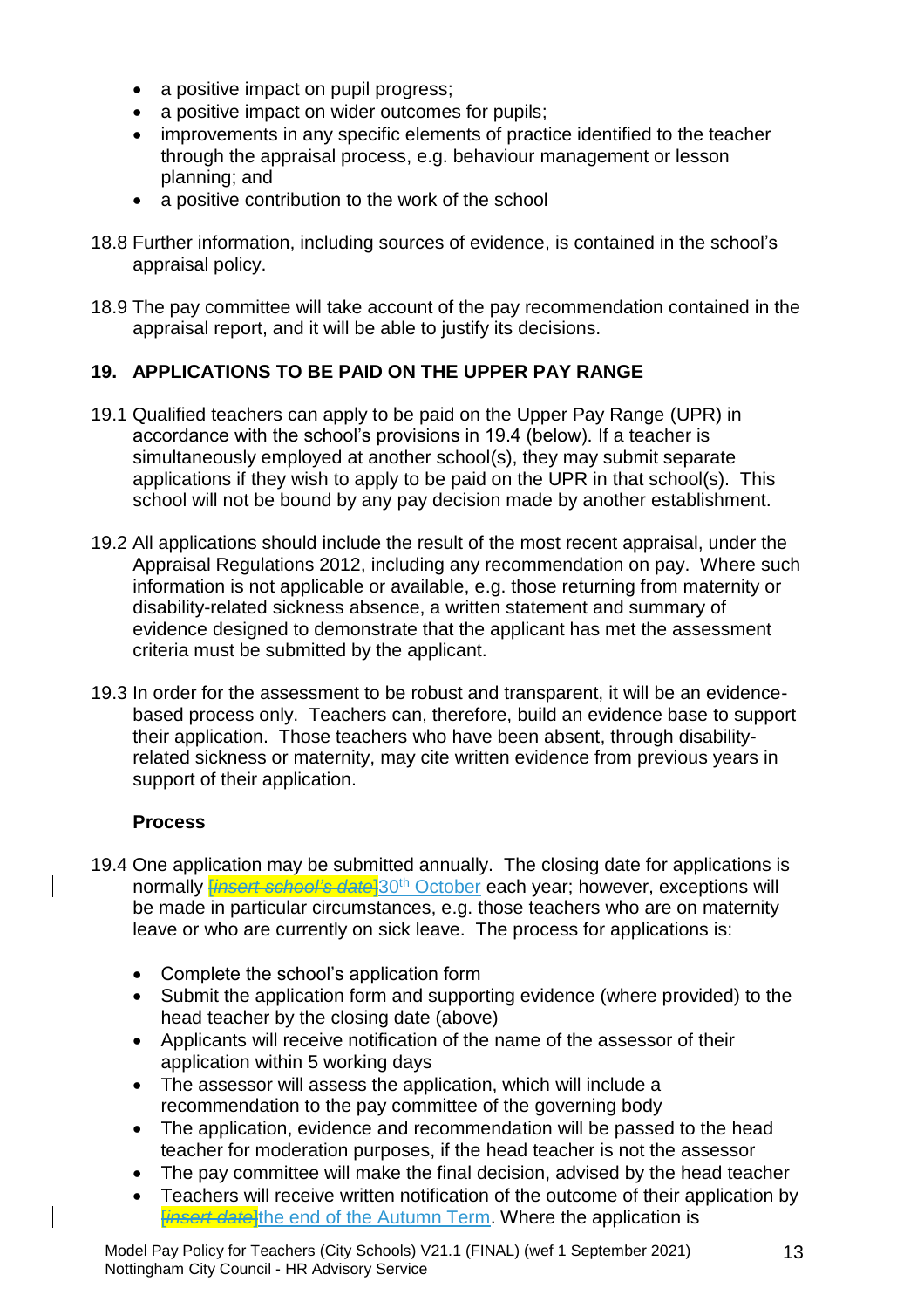- a positive impact on pupil progress;
- a positive impact on wider outcomes for pupils;
- improvements in any specific elements of practice identified to the teacher through the appraisal process, e.g. behaviour management or lesson planning; and
- a positive contribution to the work of the school

18.8 Further information, including sources of evidence, is contained in the school's appraisal policy.

18.9 The pay committee will take account of the pay recommendation contained in the appraisal report, and it will be able to justify its decisions.

## 19. APPLICATIONS TO BE PAID ON THE UPPER PAY RANGE

19.1 Qualified teachers can apply to be paid on the Upper Pay Range (UPR) in accordance with the school's provisions in 19.4 (below). If a teacher is simultaneously employed at another school(s), they may submit separate applications if they wish to apply to be paid on the UPR in that school(s). This school will not be bound by any pay decision made by another establishment.

19.2 All applications should include the result of the most recent appraisal, under the Appraisal Regulations 2012, including any recommendation on pay. Where such information is not applicable or available, e.g. those returning from maternity or disability-related sickness absence, a written statement and summary of evidence designed to demonstrate that the applicant has met the assessment criteria must be submitted by the applicant.

19.3 In order for the assessment to be robust and transparent, it will be an evidence-based process only. Teachers can, therefore, build an evidence base to support their application. Those teachers who have been absent, through disability-related sickness or maternity, may cite written evidence from previous years in support of their application.

### Process

19.4 One application may be submitted annually. The closing date for applications is normally ~~[*insert school's date*]~~30th October each year; however, exceptions will be made in particular circumstances, e.g. those teachers who are on maternity leave or who are currently on sick leave. The process for applications is:

- Complete the school's application form
- Submit the application form and supporting evidence (where provided) to the head teacher by the closing date (above)
- Applicants will receive notification of the name of the assessor of their application within 5 working days
- The assessor will assess the application, which will include a recommendation to the pay committee of the governing body
- The application, evidence and recommendation will be passed to the head teacher for moderation purposes, if the head teacher is not the assessor
- The pay committee will make the final decision, advised by the head teacher
- Teachers will receive written notification of the outcome of their application by ~~[*insert date*]~~the end of the Autumn Term. Where the application is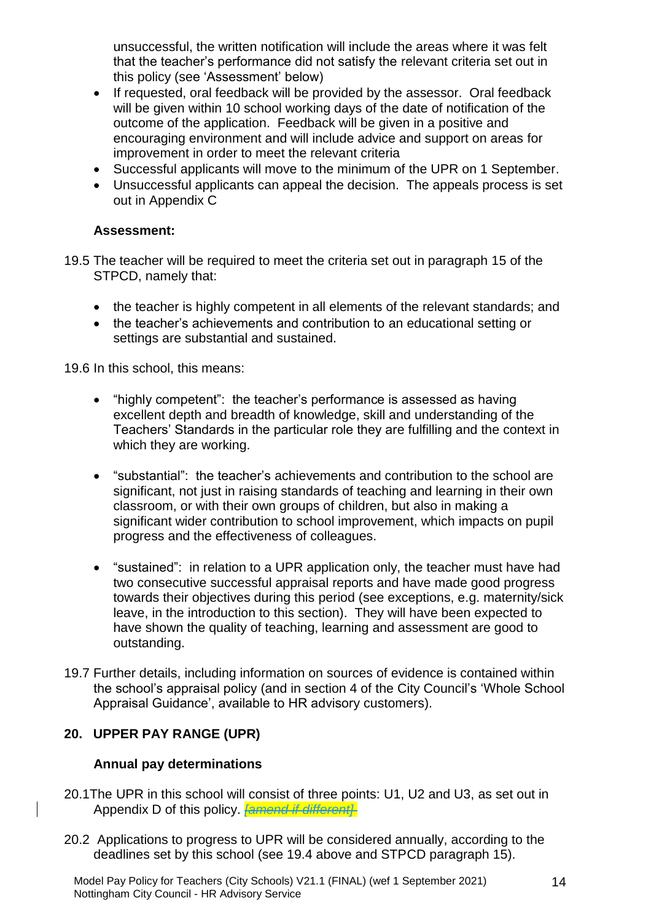unsuccessful, the written notification will include the areas where it was felt that the teacher's performance did not satisfy the relevant criteria set out in this policy (see 'Assessment' below)

- If requested, oral feedback will be provided by the assessor. Oral feedback will be given within 10 school working days of the date of notification of the outcome of the application. Feedback will be given in a positive and encouraging environment and will include advice and support on areas for improvement in order to meet the relevant criteria
- Successful applicants will move to the minimum of the UPR on 1 September.
- Unsuccessful applicants can appeal the decision. The appeals process is set out in Appendix C

**Assessment:**

19.5 The teacher will be required to meet the criteria set out in paragraph 15 of the STPCD, namely that:

- the teacher is highly competent in all elements of the relevant standards; and
- the teacher's achievements and contribution to an educational setting or settings are substantial and sustained.

19.6 In this school, this means:

- "highly competent": the teacher's performance is assessed as having excellent depth and breadth of knowledge, skill and understanding of the Teachers' Standards in the particular role they are fulfilling and the context in which they are working.
- "substantial": the teacher's achievements and contribution to the school are significant, not just in raising standards of teaching and learning in their own classroom, or with their own groups of children, but also in making a significant wider contribution to school improvement, which impacts on pupil progress and the effectiveness of colleagues.
- "sustained": in relation to a UPR application only, the teacher must have had two consecutive successful appraisal reports and have made good progress towards their objectives during this period (see exceptions, e.g. maternity/sick leave, in the introduction to this section). They will have been expected to have shown the quality of teaching, learning and assessment are good to outstanding.

19.7 Further details, including information on sources of evidence is contained within the school's appraisal policy (and in section 4 of the City Council's 'Whole School Appraisal Guidance', available to HR advisory customers).

## 20. UPPER PAY RANGE (UPR)

**Annual pay determinations**

20.1 The UPR in this school will consist of three points: U1, U2 and U3, as set out in Appendix D of this policy. ~~*[amend if different]*~~

20.2 Applications to progress to UPR will be considered annually, according to the deadlines set by this school (see 19.4 above and STPCD paragraph 15).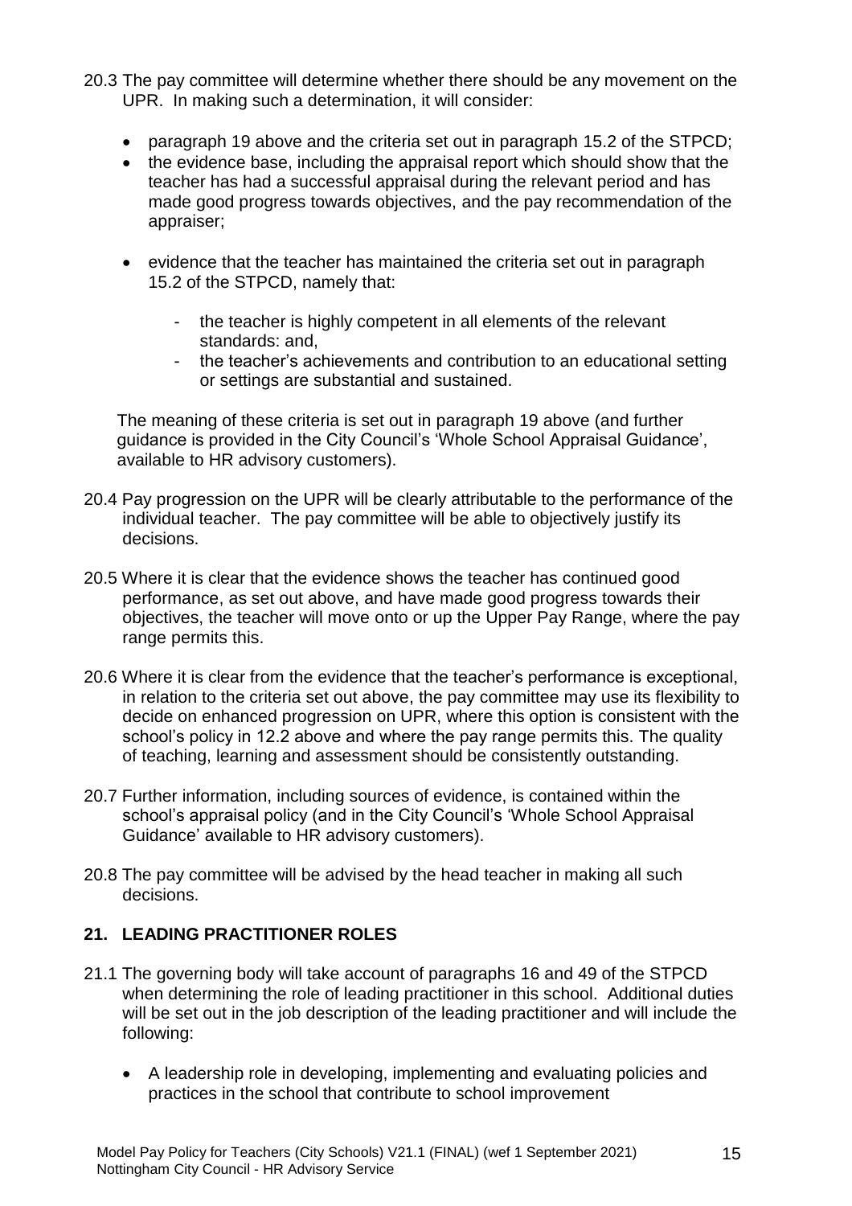20.3 The pay committee will determine whether there should be any movement on the UPR. In making such a determination, it will consider:

- paragraph 19 above and the criteria set out in paragraph 15.2 of the STPCD;
- the evidence base, including the appraisal report which should show that the teacher has had a successful appraisal during the relevant period and has made good progress towards objectives, and the pay recommendation of the appraiser;
- evidence that the teacher has maintained the criteria set out in paragraph 15.2 of the STPCD, namely that:
    - the teacher is highly competent in all elements of the relevant standards: and,
    - the teacher's achievements and contribution to an educational setting or settings are substantial and sustained.

The meaning of these criteria is set out in paragraph 19 above (and further guidance is provided in the City Council's 'Whole School Appraisal Guidance', available to HR advisory customers).

20.4 Pay progression on the UPR will be clearly attributable to the performance of the individual teacher. The pay committee will be able to objectively justify its decisions.

20.5 Where it is clear that the evidence shows the teacher has continued good performance, as set out above, and have made good progress towards their objectives, the teacher will move onto or up the Upper Pay Range, where the pay range permits this.

20.6 Where it is clear from the evidence that the teacher's performance is exceptional, in relation to the criteria set out above, the pay committee may use its flexibility to decide on enhanced progression on UPR, where this option is consistent with the school's policy in 12.2 above and where the pay range permits this. The quality of teaching, learning and assessment should be consistently outstanding.

20.7 Further information, including sources of evidence, is contained within the school's appraisal policy (and in the City Council's 'Whole School Appraisal Guidance' available to HR advisory customers).

20.8 The pay committee will be advised by the head teacher in making all such decisions.

## 21. LEADING PRACTITIONER ROLES

21.1 The governing body will take account of paragraphs 16 and 49 of the STPCD when determining the role of leading practitioner in this school. Additional duties will be set out in the job description of the leading practitioner and will include the following:

- A leadership role in developing, implementing and evaluating policies and practices in the school that contribute to school improvement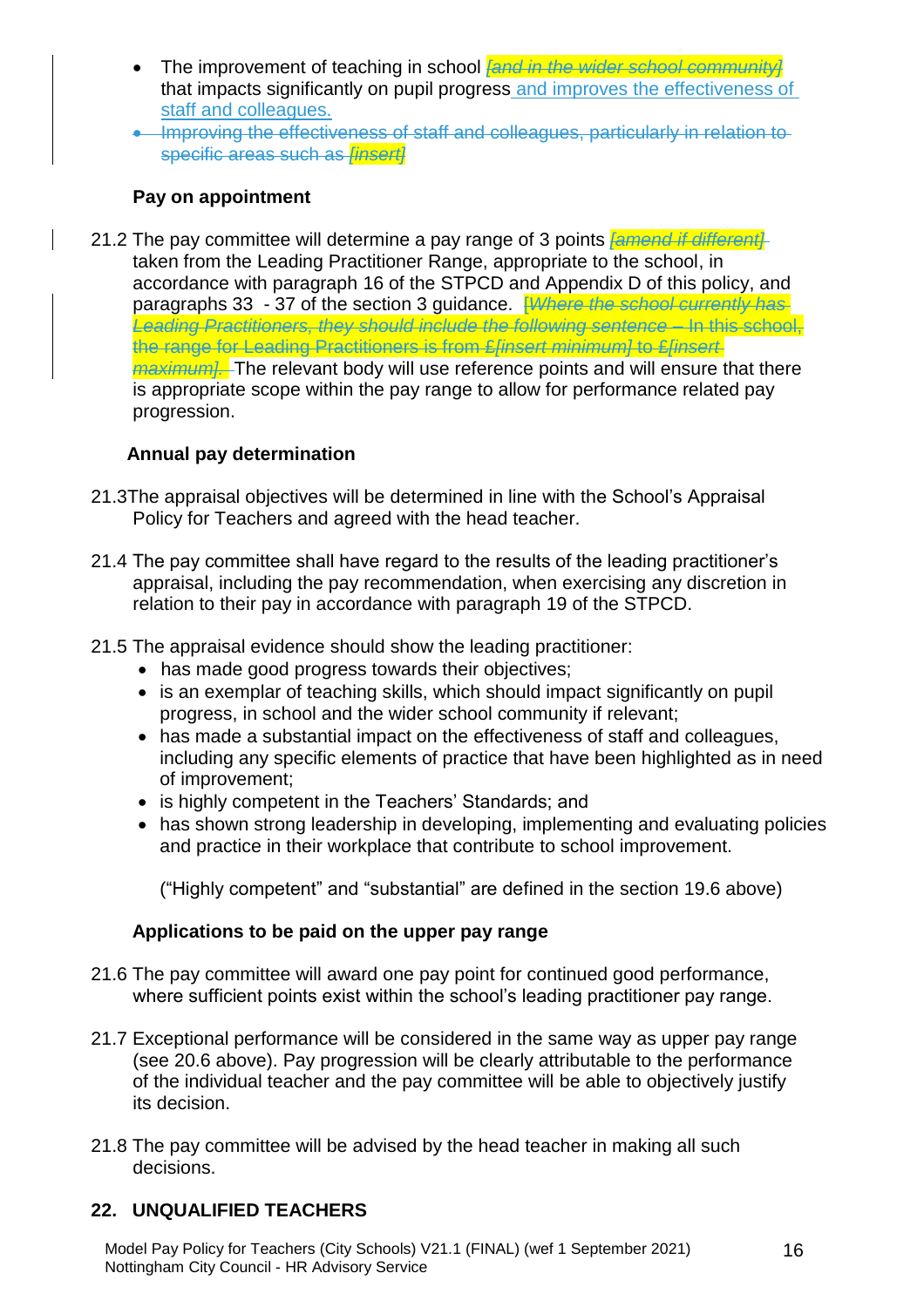- The improvement of teaching in school ~~*[and in the wider school community]*~~ that impacts significantly on pupil progress and improves the effectiveness of staff and colleagues.
- ~~Improving the effectiveness of staff and colleagues, particularly in relation to specific areas such as *[insert]*~~

**Pay on appointment**

21.2 The pay committee will determine a pay range of 3 points ~~*[amend if different]*~~ taken from the Leading Practitioner Range, appropriate to the school, in accordance with paragraph 16 of the STPCD and Appendix D of this policy, and paragraphs 33 - 37 of the section 3 guidance. ~~[*Where the school currently has Leading Practitioners, they should include the following sentence* – In this school, the range for Leading Practitioners is from £*[insert minimum]* to £*[insert maximum]*.~~ The relevant body will use reference points and will ensure that there is appropriate scope within the pay range to allow for performance related pay progression.

**Annual pay determination**

21.3The appraisal objectives will be determined in line with the School's Appraisal Policy for Teachers and agreed with the head teacher.

21.4 The pay committee shall have regard to the results of the leading practitioner's appraisal, including the pay recommendation, when exercising any discretion in relation to their pay in accordance with paragraph 19 of the STPCD.

21.5 The appraisal evidence should show the leading practitioner:

- has made good progress towards their objectives;
- is an exemplar of teaching skills, which should impact significantly on pupil progress, in school and the wider school community if relevant;
- has made a substantial impact on the effectiveness of staff and colleagues, including any specific elements of practice that have been highlighted as in need of improvement;
- is highly competent in the Teachers' Standards; and
- has shown strong leadership in developing, implementing and evaluating policies and practice in their workplace that contribute to school improvement.

("Highly competent" and "substantial" are defined in the section 19.6 above)

**Applications to be paid on the upper pay range**

21.6 The pay committee will award one pay point for continued good performance, where sufficient points exist within the school's leading practitioner pay range.

21.7 Exceptional performance will be considered in the same way as upper pay range (see 20.6 above). Pay progression will be clearly attributable to the performance of the individual teacher and the pay committee will be able to objectively justify its decision.

21.8 The pay committee will be advised by the head teacher in making all such decisions.

## 22. UNQUALIFIED TEACHERS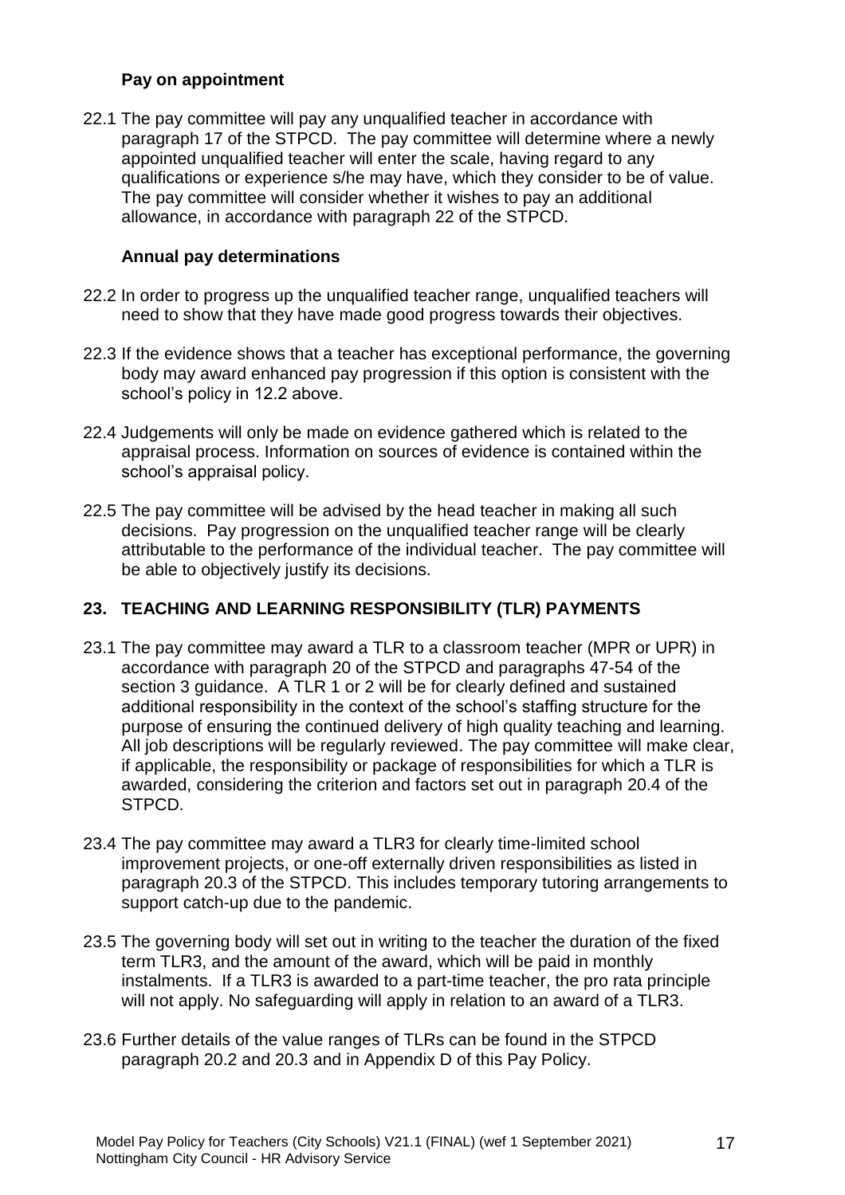### Pay on appointment

22.1 The pay committee will pay any unqualified teacher in accordance with paragraph 17 of the STPCD. The pay committee will determine where a newly appointed unqualified teacher will enter the scale, having regard to any qualifications or experience s/he may have, which they consider to be of value. The pay committee will consider whether it wishes to pay an additional allowance, in accordance with paragraph 22 of the STPCD.

### Annual pay determinations

22.2 In order to progress up the unqualified teacher range, unqualified teachers will need to show that they have made good progress towards their objectives.

22.3 If the evidence shows that a teacher has exceptional performance, the governing body may award enhanced pay progression if this option is consistent with the school's policy in 12.2 above.

22.4 Judgements will only be made on evidence gathered which is related to the appraisal process. Information on sources of evidence is contained within the school's appraisal policy.

22.5 The pay committee will be advised by the head teacher in making all such decisions. Pay progression on the unqualified teacher range will be clearly attributable to the performance of the individual teacher. The pay committee will be able to objectively justify its decisions.

## 23. TEACHING AND LEARNING RESPONSIBILITY (TLR) PAYMENTS

23.1 The pay committee may award a TLR to a classroom teacher (MPR or UPR) in accordance with paragraph 20 of the STPCD and paragraphs 47-54 of the section 3 guidance. A TLR 1 or 2 will be for clearly defined and sustained additional responsibility in the context of the school's staffing structure for the purpose of ensuring the continued delivery of high quality teaching and learning. All job descriptions will be regularly reviewed. The pay committee will make clear, if applicable, the responsibility or package of responsibilities for which a TLR is awarded, considering the criterion and factors set out in paragraph 20.4 of the STPCD.

23.4 The pay committee may award a TLR3 for clearly time-limited school improvement projects, or one-off externally driven responsibilities as listed in paragraph 20.3 of the STPCD. This includes temporary tutoring arrangements to support catch-up due to the pandemic.

23.5 The governing body will set out in writing to the teacher the duration of the fixed term TLR3, and the amount of the award, which will be paid in monthly instalments. If a TLR3 is awarded to a part-time teacher, the pro rata principle will not apply. No safeguarding will apply in relation to an award of a TLR3.

23.6 Further details of the value ranges of TLRs can be found in the STPCD paragraph 20.2 and 20.3 and in Appendix D of this Pay Policy.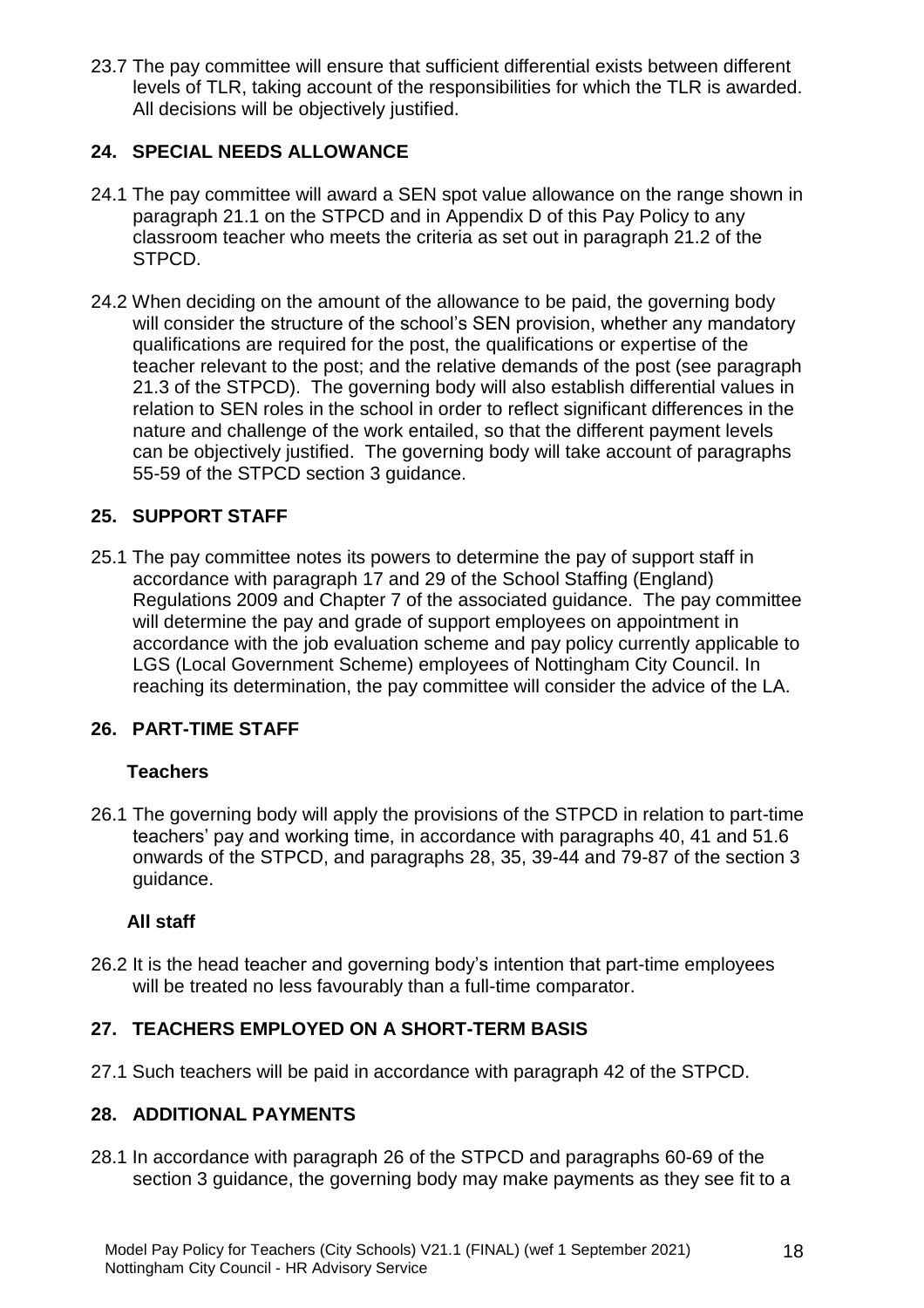23.7 The pay committee will ensure that sufficient differential exists between different levels of TLR, taking account of the responsibilities for which the TLR is awarded. All decisions will be objectively justified.

## 24. SPECIAL NEEDS ALLOWANCE

24.1 The pay committee will award a SEN spot value allowance on the range shown in paragraph 21.1 on the STPCD and in Appendix D of this Pay Policy to any classroom teacher who meets the criteria as set out in paragraph 21.2 of the STPCD.

24.2 When deciding on the amount of the allowance to be paid, the governing body will consider the structure of the school's SEN provision, whether any mandatory qualifications are required for the post, the qualifications or expertise of the teacher relevant to the post; and the relative demands of the post (see paragraph 21.3 of the STPCD). The governing body will also establish differential values in relation to SEN roles in the school in order to reflect significant differences in the nature and challenge of the work entailed, so that the different payment levels can be objectively justified. The governing body will take account of paragraphs 55-59 of the STPCD section 3 guidance.

## 25. SUPPORT STAFF

25.1 The pay committee notes its powers to determine the pay of support staff in accordance with paragraph 17 and 29 of the School Staffing (England) Regulations 2009 and Chapter 7 of the associated guidance. The pay committee will determine the pay and grade of support employees on appointment in accordance with the job evaluation scheme and pay policy currently applicable to LGS (Local Government Scheme) employees of Nottingham City Council. In reaching its determination, the pay committee will consider the advice of the LA.

## 26. PART-TIME STAFF

**Teachers**

26.1 The governing body will apply the provisions of the STPCD in relation to part-time teachers' pay and working time, in accordance with paragraphs 40, 41 and 51.6 onwards of the STPCD, and paragraphs 28, 35, 39-44 and 79-87 of the section 3 guidance.

**All staff**

26.2 It is the head teacher and governing body's intention that part-time employees will be treated no less favourably than a full-time comparator.

## 27. TEACHERS EMPLOYED ON A SHORT-TERM BASIS

27.1 Such teachers will be paid in accordance with paragraph 42 of the STPCD.

## 28. ADDITIONAL PAYMENTS

28.1 In accordance with paragraph 26 of the STPCD and paragraphs 60-69 of the section 3 guidance, the governing body may make payments as they see fit to a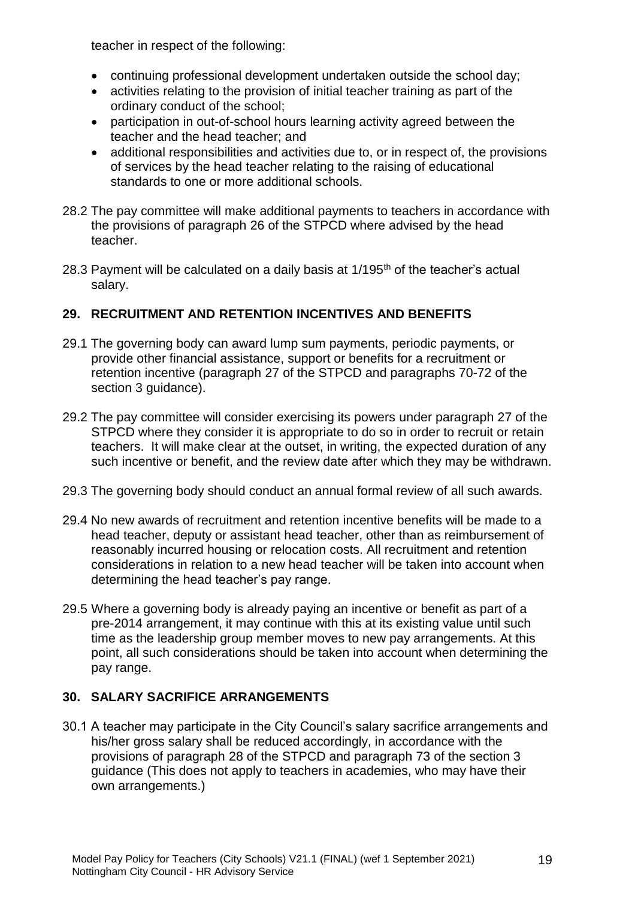teacher in respect of the following:

- continuing professional development undertaken outside the school day;
- activities relating to the provision of initial teacher training as part of the ordinary conduct of the school;
- participation in out-of-school hours learning activity agreed between the teacher and the head teacher; and
- additional responsibilities and activities due to, or in respect of, the provisions of services by the head teacher relating to the raising of educational standards to one or more additional schools.

28.2 The pay committee will make additional payments to teachers in accordance with the provisions of paragraph 26 of the STPCD where advised by the head teacher.

28.3 Payment will be calculated on a daily basis at 1/195th of the teacher's actual salary.

## 29. RECRUITMENT AND RETENTION INCENTIVES AND BENEFITS

29.1 The governing body can award lump sum payments, periodic payments, or provide other financial assistance, support or benefits for a recruitment or retention incentive (paragraph 27 of the STPCD and paragraphs 70-72 of the section 3 guidance).

29.2 The pay committee will consider exercising its powers under paragraph 27 of the STPCD where they consider it is appropriate to do so in order to recruit or retain teachers. It will make clear at the outset, in writing, the expected duration of any such incentive or benefit, and the review date after which they may be withdrawn.

29.3 The governing body should conduct an annual formal review of all such awards.

29.4 No new awards of recruitment and retention incentive benefits will be made to a head teacher, deputy or assistant head teacher, other than as reimbursement of reasonably incurred housing or relocation costs. All recruitment and retention considerations in relation to a new head teacher will be taken into account when determining the head teacher's pay range.

29.5 Where a governing body is already paying an incentive or benefit as part of a pre-2014 arrangement, it may continue with this at its existing value until such time as the leadership group member moves to new pay arrangements. At this point, all such considerations should be taken into account when determining the pay range.

## 30. SALARY SACRIFICE ARRANGEMENTS

30.1 A teacher may participate in the City Council's salary sacrifice arrangements and his/her gross salary shall be reduced accordingly, in accordance with the provisions of paragraph 28 of the STPCD and paragraph 73 of the section 3 guidance (This does not apply to teachers in academies, who may have their own arrangements.)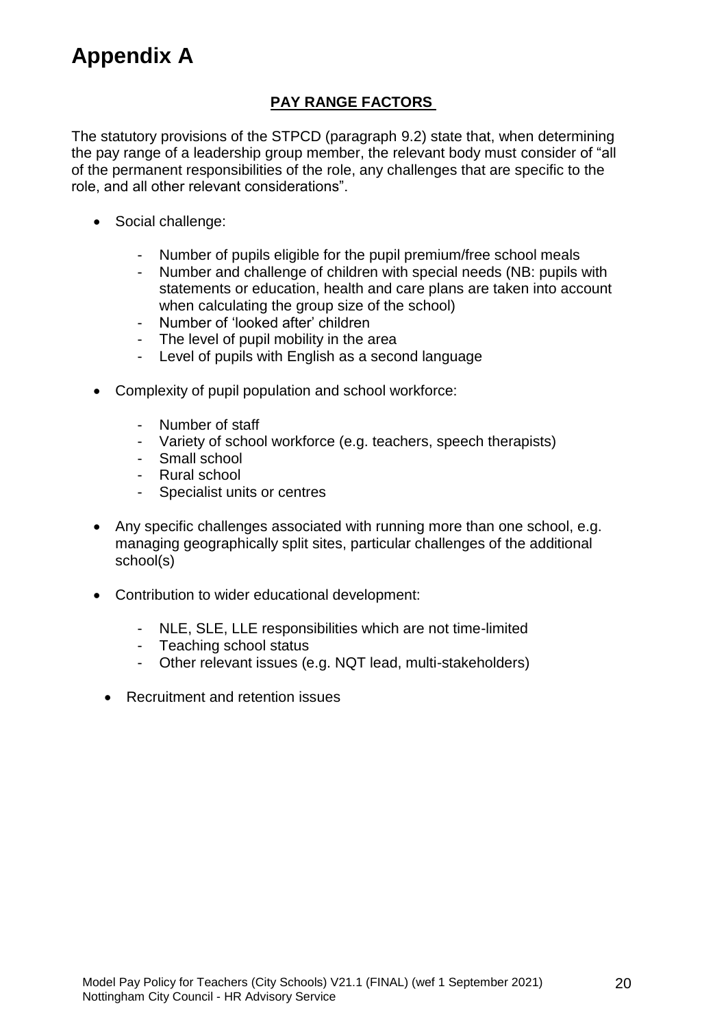# Appendix A

**PAY RANGE FACTORS**

The statutory provisions of the STPCD (paragraph 9.2) state that, when determining the pay range of a leadership group member, the relevant body must consider of "all of the permanent responsibilities of the role, any challenges that are specific to the role, and all other relevant considerations".

- Social challenge:
    - Number of pupils eligible for the pupil premium/free school meals
    - Number and challenge of children with special needs (NB: pupils with statements or education, health and care plans are taken into account when calculating the group size of the school)
    - Number of 'looked after' children
    - The level of pupil mobility in the area
    - Level of pupils with English as a second language
- Complexity of pupil population and school workforce:
    - Number of staff
    - Variety of school workforce (e.g. teachers, speech therapists)
    - Small school
    - Rural school
    - Specialist units or centres
- Any specific challenges associated with running more than one school, e.g. managing geographically split sites, particular challenges of the additional school(s)
- Contribution to wider educational development:
    - NLE, SLE, LLE responsibilities which are not time-limited
    - Teaching school status
    - Other relevant issues (e.g. NQT lead, multi-stakeholders)
- Recruitment and retention issues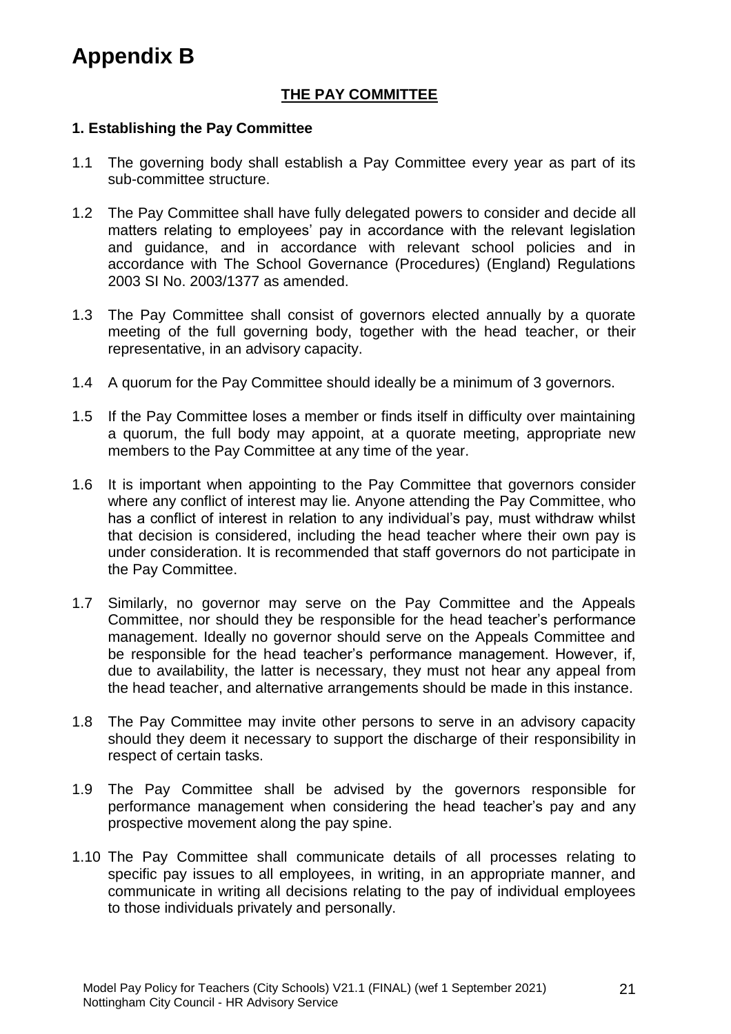# Appendix B

## THE PAY COMMITTEE

### 1. Establishing the Pay Committee

1.1 The governing body shall establish a Pay Committee every year as part of its sub-committee structure.

1.2 The Pay Committee shall have fully delegated powers to consider and decide all matters relating to employees' pay in accordance with the relevant legislation and guidance, and in accordance with relevant school policies and in accordance with The School Governance (Procedures) (England) Regulations 2003 SI No. 2003/1377 as amended.

1.3 The Pay Committee shall consist of governors elected annually by a quorate meeting of the full governing body, together with the head teacher, or their representative, in an advisory capacity.

1.4 A quorum for the Pay Committee should ideally be a minimum of 3 governors.

1.5 If the Pay Committee loses a member or finds itself in difficulty over maintaining a quorum, the full body may appoint, at a quorate meeting, appropriate new members to the Pay Committee at any time of the year.

1.6 It is important when appointing to the Pay Committee that governors consider where any conflict of interest may lie. Anyone attending the Pay Committee, who has a conflict of interest in relation to any individual's pay, must withdraw whilst that decision is considered, including the head teacher where their own pay is under consideration. It is recommended that staff governors do not participate in the Pay Committee.

1.7 Similarly, no governor may serve on the Pay Committee and the Appeals Committee, nor should they be responsible for the head teacher's performance management. Ideally no governor should serve on the Appeals Committee and be responsible for the head teacher's performance management. However, if, due to availability, the latter is necessary, they must not hear any appeal from the head teacher, and alternative arrangements should be made in this instance.

1.8 The Pay Committee may invite other persons to serve in an advisory capacity should they deem it necessary to support the discharge of their responsibility in respect of certain tasks.

1.9 The Pay Committee shall be advised by the governors responsible for performance management when considering the head teacher's pay and any prospective movement along the pay spine.

1.10 The Pay Committee shall communicate details of all processes relating to specific pay issues to all employees, in writing, in an appropriate manner, and communicate in writing all decisions relating to the pay of individual employees to those individuals privately and personally.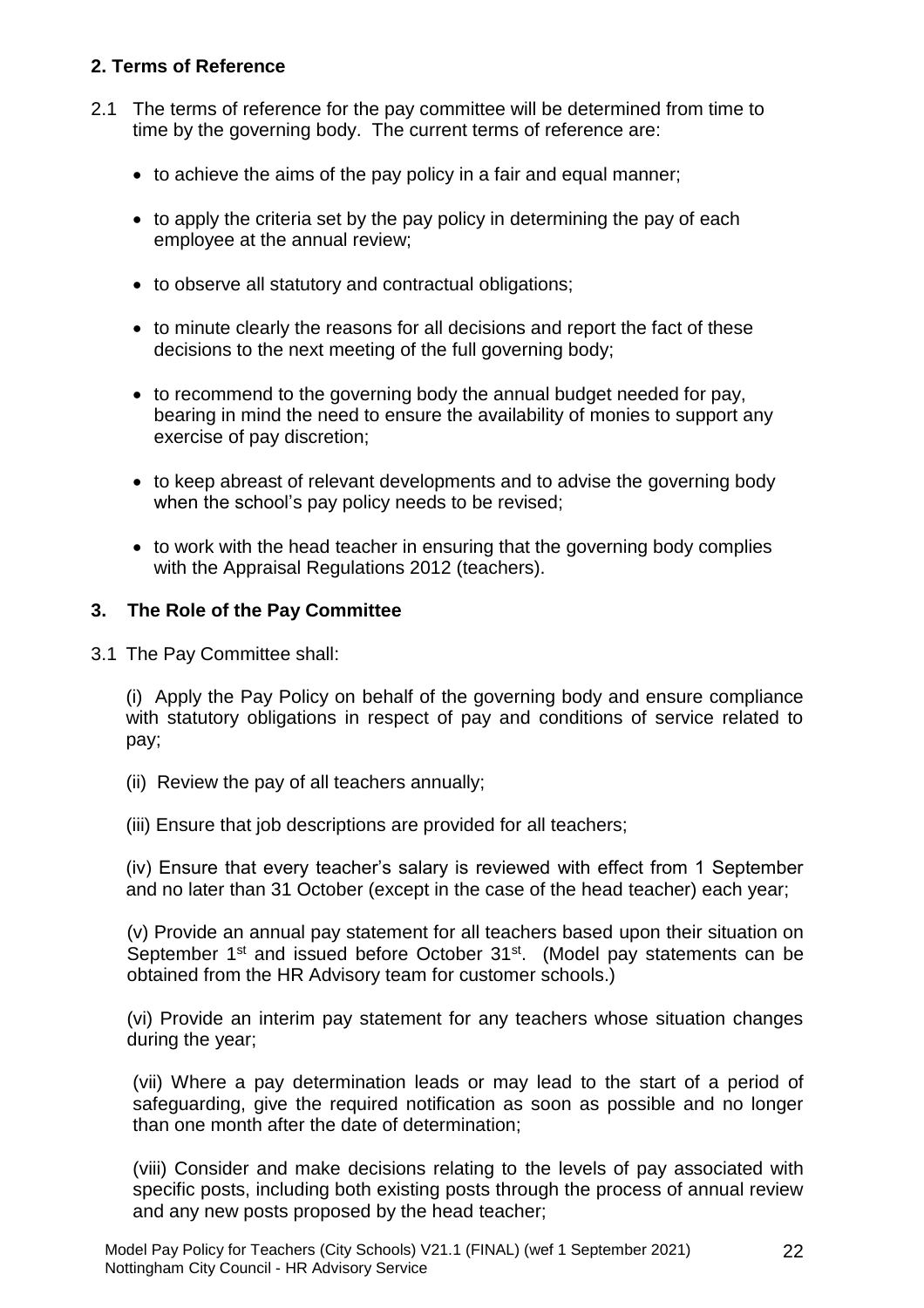## 2. Terms of Reference

2.1 The terms of reference for the pay committee will be determined from time to time by the governing body. The current terms of reference are:

- to achieve the aims of the pay policy in a fair and equal manner;
- to apply the criteria set by the pay policy in determining the pay of each employee at the annual review;
- to observe all statutory and contractual obligations;
- to minute clearly the reasons for all decisions and report the fact of these decisions to the next meeting of the full governing body;
- to recommend to the governing body the annual budget needed for pay, bearing in mind the need to ensure the availability of monies to support any exercise of pay discretion;
- to keep abreast of relevant developments and to advise the governing body when the school's pay policy needs to be revised;
- to work with the head teacher in ensuring that the governing body complies with the Appraisal Regulations 2012 (teachers).

## 3. The Role of the Pay Committee

3.1 The Pay Committee shall:

(i) Apply the Pay Policy on behalf of the governing body and ensure compliance with statutory obligations in respect of pay and conditions of service related to pay;

(ii) Review the pay of all teachers annually;

(iii) Ensure that job descriptions are provided for all teachers;

(iv) Ensure that every teacher's salary is reviewed with effect from 1 September and no later than 31 October (except in the case of the head teacher) each year;

(v) Provide an annual pay statement for all teachers based upon their situation on September 1st and issued before October 31st. (Model pay statements can be obtained from the HR Advisory team for customer schools.)

(vi) Provide an interim pay statement for any teachers whose situation changes during the year;

(vii) Where a pay determination leads or may lead to the start of a period of safeguarding, give the required notification as soon as possible and no longer than one month after the date of determination;

(viii) Consider and make decisions relating to the levels of pay associated with specific posts, including both existing posts through the process of annual review and any new posts proposed by the head teacher;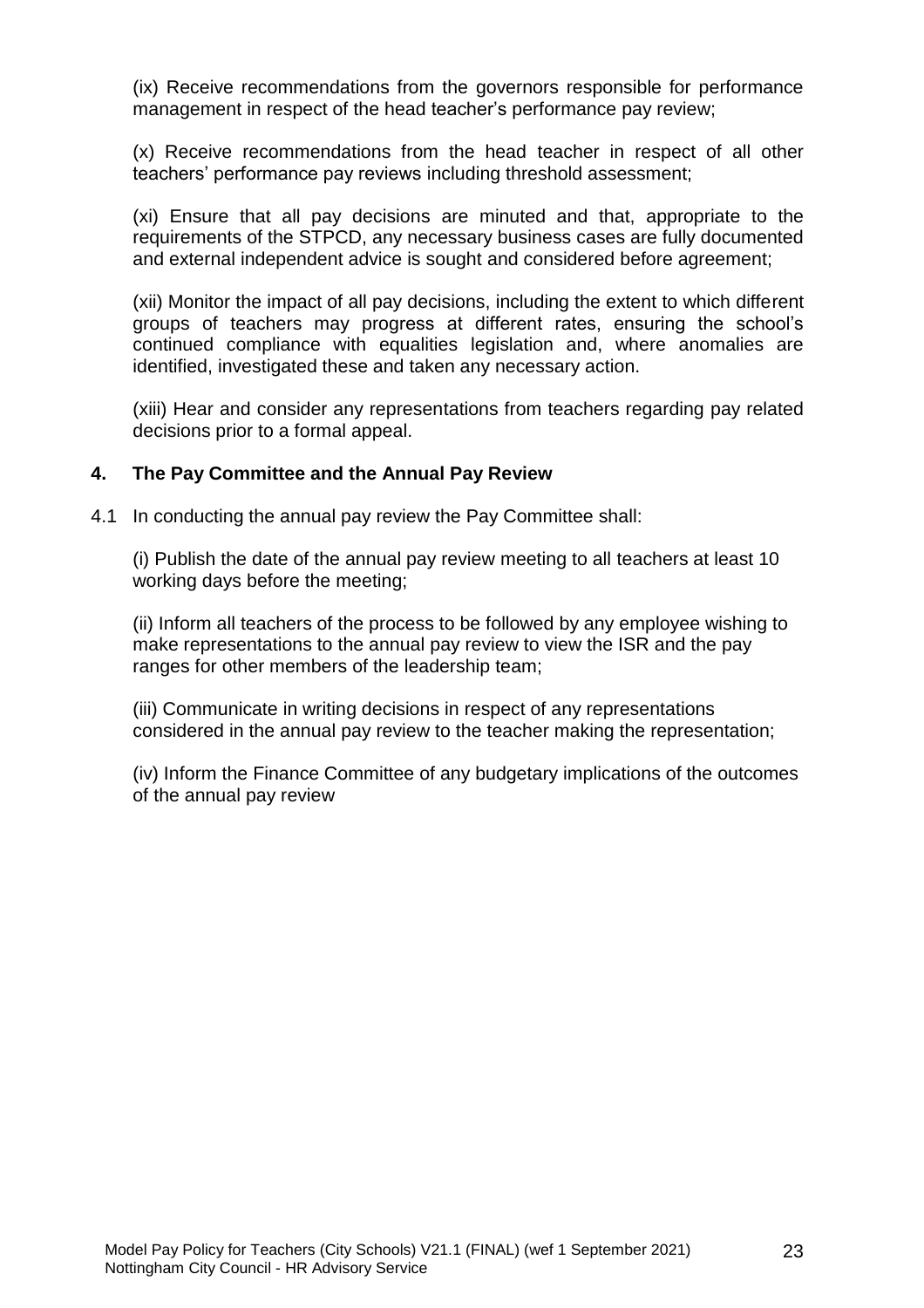(ix) Receive recommendations from the governors responsible for performance management in respect of the head teacher's performance pay review;

(x) Receive recommendations from the head teacher in respect of all other teachers' performance pay reviews including threshold assessment;

(xi) Ensure that all pay decisions are minuted and that, appropriate to the requirements of the STPCD, any necessary business cases are fully documented and external independent advice is sought and considered before agreement;

(xii) Monitor the impact of all pay decisions, including the extent to which different groups of teachers may progress at different rates, ensuring the school's continued compliance with equalities legislation and, where anomalies are identified, investigated these and taken any necessary action.

(xiii) Hear and consider any representations from teachers regarding pay related decisions prior to a formal appeal.

## 4. The Pay Committee and the Annual Pay Review

4.1 In conducting the annual pay review the Pay Committee shall:

(i) Publish the date of the annual pay review meeting to all teachers at least 10 working days before the meeting;

(ii) Inform all teachers of the process to be followed by any employee wishing to make representations to the annual pay review to view the ISR and the pay ranges for other members of the leadership team;

(iii) Communicate in writing decisions in respect of any representations considered in the annual pay review to the teacher making the representation;

(iv) Inform the Finance Committee of any budgetary implications of the outcomes of the annual pay review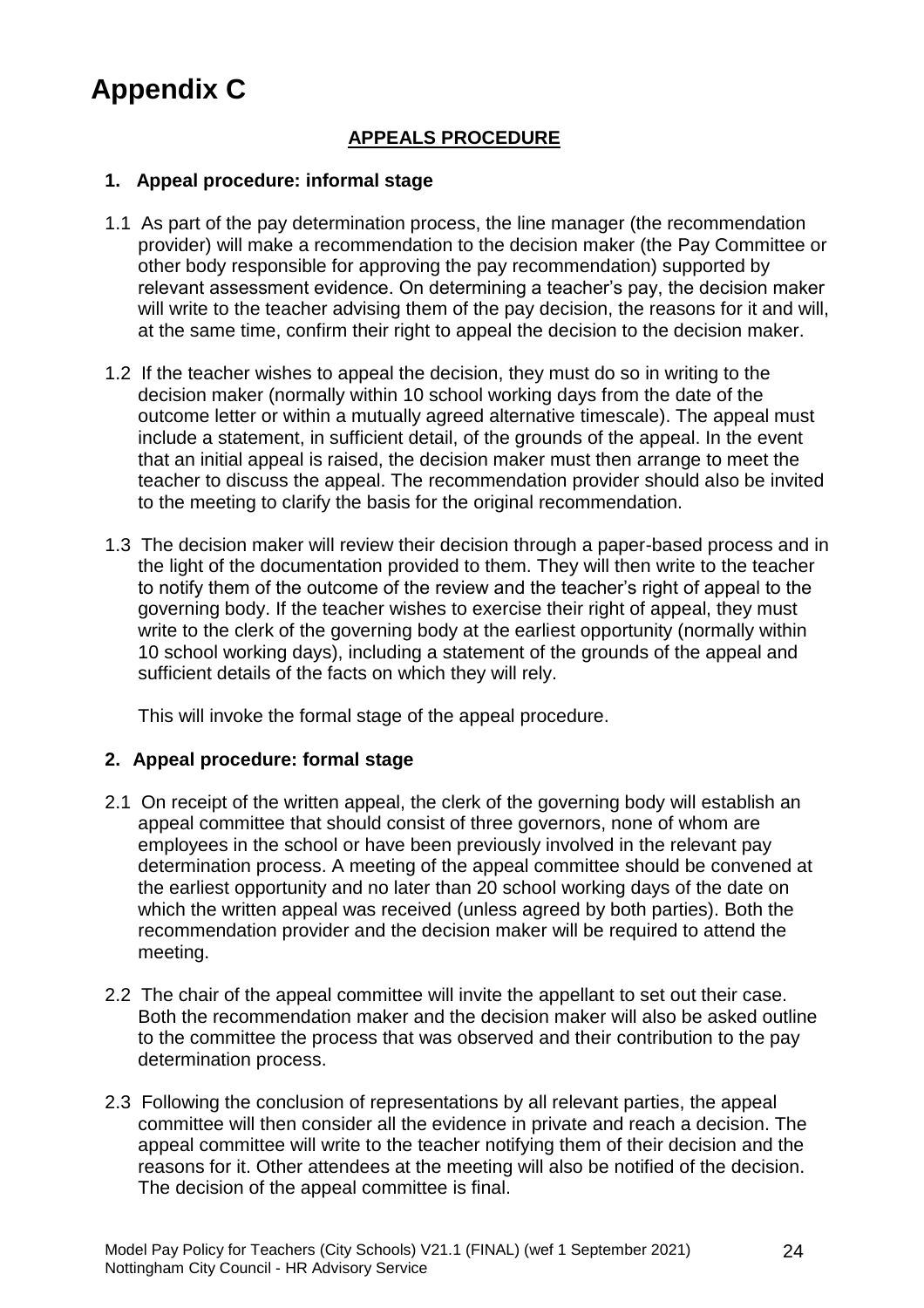# Appendix C

**APPEALS PROCEDURE**

**1. Appeal procedure: informal stage**

1.1 As part of the pay determination process, the line manager (the recommendation provider) will make a recommendation to the decision maker (the Pay Committee or other body responsible for approving the pay recommendation) supported by relevant assessment evidence. On determining a teacher's pay, the decision maker will write to the teacher advising them of the pay decision, the reasons for it and will, at the same time, confirm their right to appeal the decision to the decision maker.

1.2 If the teacher wishes to appeal the decision, they must do so in writing to the decision maker (normally within 10 school working days from the date of the outcome letter or within a mutually agreed alternative timescale). The appeal must include a statement, in sufficient detail, of the grounds of the appeal. In the event that an initial appeal is raised, the decision maker must then arrange to meet the teacher to discuss the appeal. The recommendation provider should also be invited to the meeting to clarify the basis for the original recommendation.

1.3 The decision maker will review their decision through a paper-based process and in the light of the documentation provided to them. They will then write to the teacher to notify them of the outcome of the review and the teacher's right of appeal to the governing body. If the teacher wishes to exercise their right of appeal, they must write to the clerk of the governing body at the earliest opportunity (normally within 10 school working days), including a statement of the grounds of the appeal and sufficient details of the facts on which they will rely.

This will invoke the formal stage of the appeal procedure.

**2. Appeal procedure: formal stage**

2.1 On receipt of the written appeal, the clerk of the governing body will establish an appeal committee that should consist of three governors, none of whom are employees in the school or have been previously involved in the relevant pay determination process. A meeting of the appeal committee should be convened at the earliest opportunity and no later than 20 school working days of the date on which the written appeal was received (unless agreed by both parties). Both the recommendation provider and the decision maker will be required to attend the meeting.

2.2 The chair of the appeal committee will invite the appellant to set out their case. Both the recommendation maker and the decision maker will also be asked outline to the committee the process that was observed and their contribution to the pay determination process.

2.3 Following the conclusion of representations by all relevant parties, the appeal committee will then consider all the evidence in private and reach a decision. The appeal committee will write to the teacher notifying them of their decision and the reasons for it. Other attendees at the meeting will also be notified of the decision. The decision of the appeal committee is final.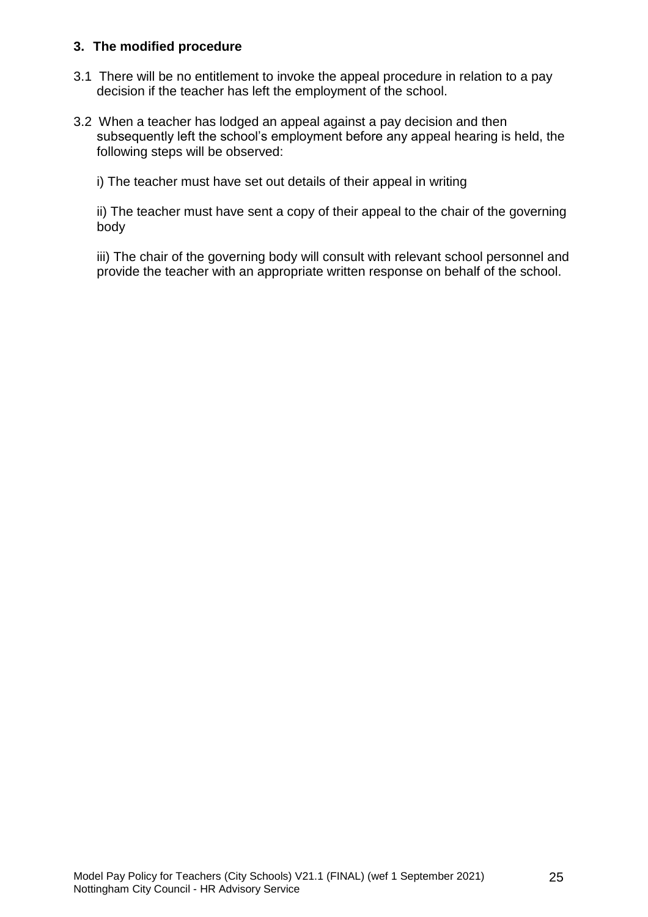### 3. The modified procedure

3.1 There will be no entitlement to invoke the appeal procedure in relation to a pay decision if the teacher has left the employment of the school.

3.2 When a teacher has lodged an appeal against a pay decision and then subsequently left the school's employment before any appeal hearing is held, the following steps will be observed:

i) The teacher must have set out details of their appeal in writing

ii) The teacher must have sent a copy of their appeal to the chair of the governing body

iii) The chair of the governing body will consult with relevant school personnel and provide the teacher with an appropriate written response on behalf of the school.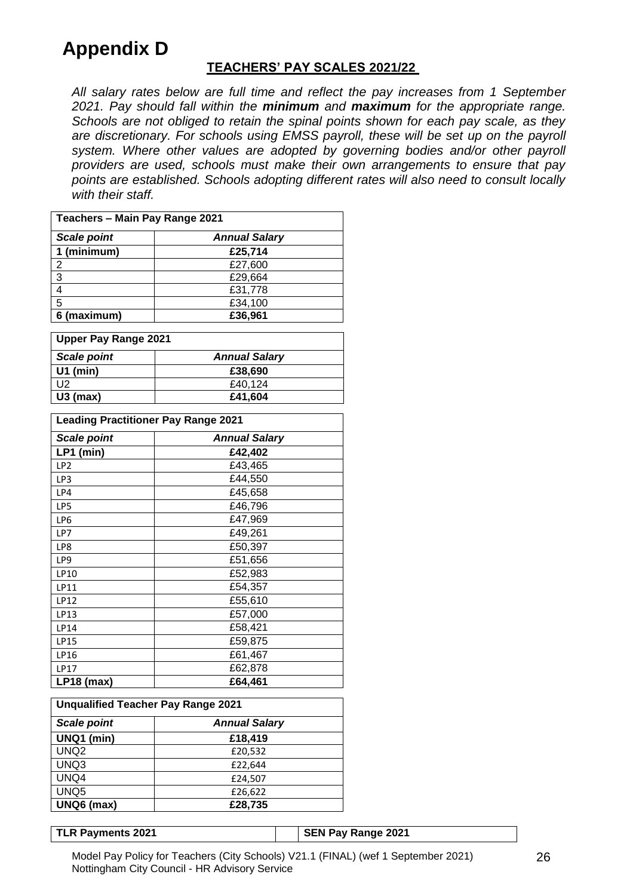# Appendix D

## TEACHERS' PAY SCALES 2021/22

*All salary rates below are full time and reflect the pay increases from 1 September 2021. Pay should fall within the **minimum** and **maximum** for the appropriate range. Schools are not obliged to retain the spinal points shown for each pay scale, as they are discretionary. For schools using EMSS payroll, these will be set up on the payroll system. Where other values are adopted by governing bodies and/or other payroll providers are used, schools must make their own arrangements to ensure that pay points are established. Schools adopting different rates will also need to consult locally with their staff.*

| **Teachers – Main Pay Range 2021** | |
|---|---|
| ***Scale point*** | ***Annual Salary*** |
| **1 (minimum)** | **£25,714** |
| 2 | £27,600 |
| 3 | £29,664 |
| 4 | £31,778 |
| 5 | £34,100 |
| **6 (maximum)** | **£36,961** |

| **Upper Pay Range 2021** | |
|---|---|
| ***Scale point*** | ***Annual Salary*** |
| **U1 (min)** | **£38,690** |
| U2 | £40,124 |
| **U3 (max)** | **£41,604** |

| **Leading Practitioner Pay Range 2021** | |
|---|---|
| ***Scale point*** | ***Annual Salary*** |
| **LP1 (min)** | **£42,402** |
| LP2 | £43,465 |
| LP3 | £44,550 |
| LP4 | £45,658 |
| LP5 | £46,796 |
| LP6 | £47,969 |
| LP7 | £49,261 |
| LP8 | £50,397 |
| LP9 | £51,656 |
| LP10 | £52,983 |
| LP11 | £54,357 |
| LP12 | £55,610 |
| LP13 | £57,000 |
| LP14 | £58,421 |
| LP15 | £59,875 |
| LP16 | £61,467 |
| LP17 | £62,878 |
| **LP18 (max)** | **£64,461** |

| **Unqualified Teacher Pay Range 2021** | |
|---|---|
| ***Scale point*** | ***Annual Salary*** |
| **UNQ1 (min)** | **£18,419** |
| UNQ2 | £20,532 |
| UNQ3 | £22,644 |
| UNQ4 | £24,507 |
| UNQ5 | £26,622 |
| **UNQ6 (max)** | **£28,735** |

**TLR Payments 2021**

**SEN Pay Range 2021**

Model Pay Policy for Teachers (City Schools) V21.1 (FINAL) (wef 1 September 2021)
Nottingham City Council - HR Advisory Service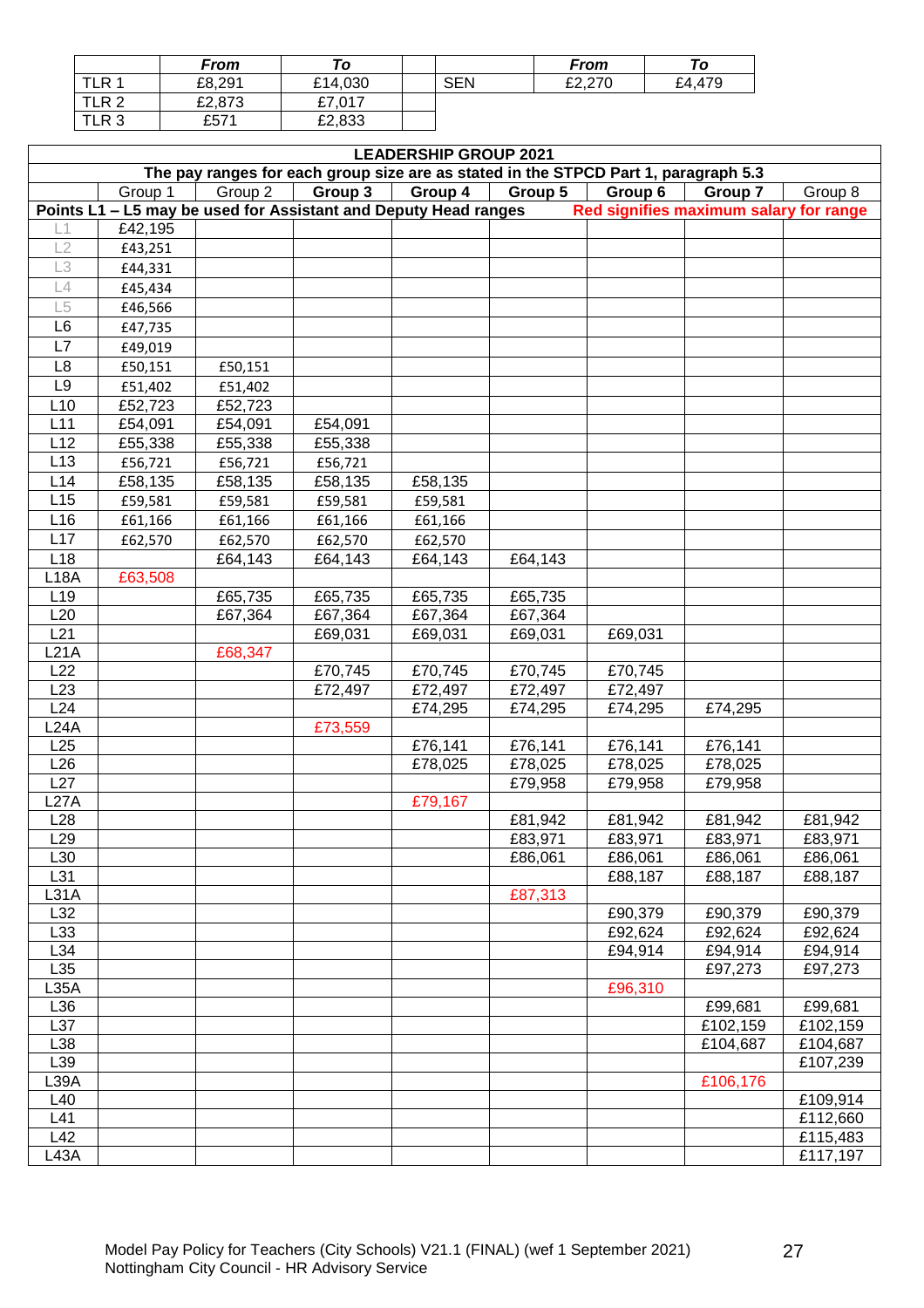| | From | To | | | From | To |
|---|---|---|---|---|---|---|
| TLR 1 | £8,291 | £14,030 | | SEN | £2,270 | £4,479 |
| TLR 2 | £2,873 | £7,017 | | | | |
| TLR 3 | £571 | £2,833 | | | | |

**LEADERSHIP GROUP 2021**

**The pay ranges for each group size are as stated in the STPCD Part 1, paragraph 5.3**

**Points L1 – L5 may be used for Assistant and Deputy Head ranges** — **Red signifies maximum salary for range**

| | Group 1 | Group 2 | Group 3 | Group 4 | Group 5 | Group 6 | Group 7 | Group 8 |
|---|---|---|---|---|---|---|---|---|
| L1 | £42,195 | | | | | | | |
| L2 | £43,251 | | | | | | | |
| L3 | £44,331 | | | | | | | |
| L4 | £45,434 | | | | | | | |
| L5 | £46,566 | | | | | | | |
| L6 | £47,735 | | | | | | | |
| L7 | £49,019 | | | | | | | |
| L8 | £50,151 | £50,151 | | | | | | |
| L9 | £51,402 | £51,402 | | | | | | |
| L10 | £52,723 | £52,723 | | | | | | |
| L11 | £54,091 | £54,091 | £54,091 | | | | | |
| L12 | £55,338 | £55,338 | £55,338 | | | | | |
| L13 | £56,721 | £56,721 | £56,721 | | | | | |
| L14 | £58,135 | £58,135 | £58,135 | £58,135 | | | | |
| L15 | £59,581 | £59,581 | £59,581 | £59,581 | | | | |
| L16 | £61,166 | £61,166 | £61,166 | £61,166 | | | | |
| L17 | £62,570 | £62,570 | £62,570 | £62,570 | | | | |
| L18 | | £64,143 | £64,143 | £64,143 | £64,143 | | | |
| L18A | £63,508 | | | | | | | |
| L19 | | £65,735 | £65,735 | £65,735 | £65,735 | | | |
| L20 | | £67,364 | £67,364 | £67,364 | £67,364 | | | |
| L21 | | | £69,031 | £69,031 | £69,031 | £69,031 | | |
| L21A | | £68,347 | | | | | | |
| L22 | | | £70,745 | £70,745 | £70,745 | £70,745 | | |
| L23 | | | £72,497 | £72,497 | £72,497 | £72,497 | | |
| L24 | | | | £74,295 | £74,295 | £74,295 | £74,295 | |
| L24A | | | £73,559 | | | | | |
| L25 | | | | £76,141 | £76,141 | £76,141 | £76,141 | |
| L26 | | | | £78,025 | £78,025 | £78,025 | £78,025 | |
| L27 | | | | | £79,958 | £79,958 | £79,958 | |
| L27A | | | | £79,167 | | | | |
| L28 | | | | | £81,942 | £81,942 | £81,942 | £81,942 |
| L29 | | | | | £83,971 | £83,971 | £83,971 | £83,971 |
| L30 | | | | | £86,061 | £86,061 | £86,061 | £86,061 |
| L31 | | | | | | £88,187 | £88,187 | £88,187 |
| L31A | | | | | £87,313 | | | |
| L32 | | | | | | £90,379 | £90,379 | £90,379 |
| L33 | | | | | | £92,624 | £92,624 | £92,624 |
| L34 | | | | | | £94,914 | £94,914 | £94,914 |
| L35 | | | | | | | £97,273 | £97,273 |
| L35A | | | | | | £96,310 | | |
| L36 | | | | | | | £99,681 | £99,681 |
| L37 | | | | | | | £102,159 | £102,159 |
| L38 | | | | | | | £104,687 | £104,687 |
| L39 | | | | | | | | £107,239 |
| L39A | | | | | | | £106,176 | |
| L40 | | | | | | | | £109,914 |
| L41 | | | | | | | | £112,660 |
| L42 | | | | | | | | £115,483 |
| L43A | | | | | | | | £117,197 |